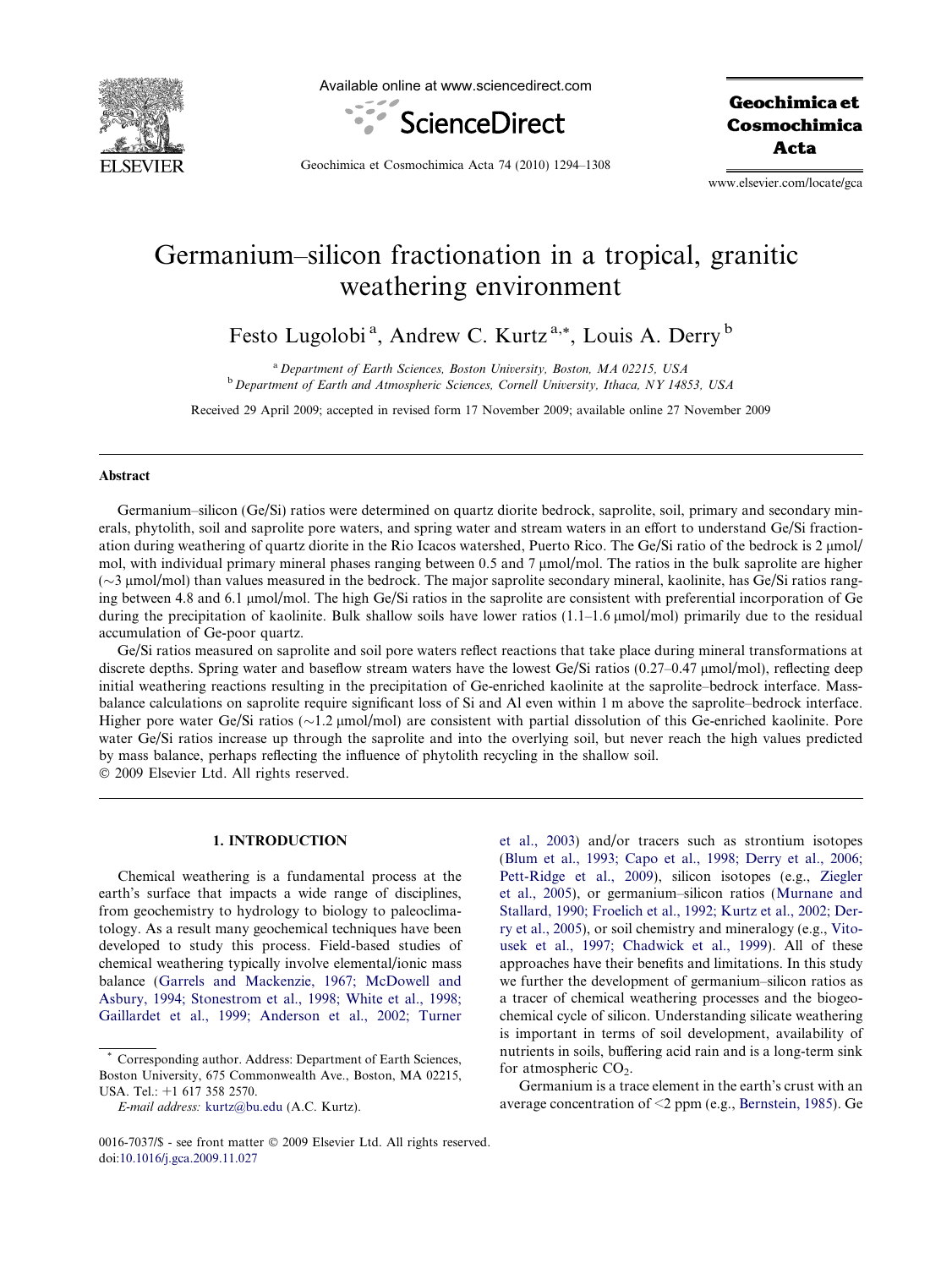# Germanium–silicon fractionation in a tropical, granitic weathering environment

Festo Lugolobi [a], Andrew C. Kurtz [a,*], Louis A. Derry [b]

[a] Department of Earth Sciences, Boston University, Boston, MA 02215, USA

[b] Department of Earth and Atmospheric Sciences, Cornell University, Ithaca, NY 14853, USA

Received 29 April 2009; accepted in revised form 17 November 2009; available online 27 November 2009

## Abstract

Germanium–silicon (Ge/Si) ratios were determined on quartz diorite bedrock, saprolite, soil, primary and secondary minerals, phytolith, soil and saprolite pore waters, and spring water and stream waters in an effort to understand Ge/Si fractionation during weathering of quartz diorite in the Rio Icacos watershed, Puerto Rico. The Ge/Si ratio of the bedrock is 2 μmol/mol, with individual primary mineral phases ranging between 0.5 and 7 μmol/mol. The ratios in the bulk saprolite are higher (~3 μmol/mol) than values measured in the bedrock. The major saprolite secondary mineral, kaolinite, has Ge/Si ratios ranging between 4.8 and 6.1 μmol/mol. The high Ge/Si ratios in the saprolite are consistent with preferential incorporation of Ge during the precipitation of kaolinite. Bulk shallow soils have lower ratios (1.1–1.6 μmol/mol) primarily due to the residual accumulation of Ge-poor quartz.

Ge/Si ratios measured on saprolite and soil pore waters reflect reactions that take place during mineral transformations at discrete depths. Spring water and baseflow stream waters have the lowest Ge/Si ratios (0.27–0.47 μmol/mol), reflecting deep initial weathering reactions resulting in the precipitation of Ge-enriched kaolinite at the saprolite–bedrock interface. Mass-balance calculations on saprolite require significant loss of Si and Al even within 1 m above the saprolite–bedrock interface. Higher pore water Ge/Si ratios (~1.2 μmol/mol) are consistent with partial dissolution of this Ge-enriched kaolinite. Pore water Ge/Si ratios increase up through the saprolite and into the overlying soil, but never reach the high values predicted by mass balance, perhaps reflecting the influence of phytolith recycling in the shallow soil.

© 2009 Elsevier Ltd. All rights reserved.

## 1. INTRODUCTION

Chemical weathering is a fundamental process at the earth's surface that impacts a wide range of disciplines, from geochemistry to hydrology to biology to paleoclimatology. As a result many geochemical techniques have been developed to study this process. Field-based studies of chemical weathering typically involve elemental/ionic mass balance (Garrels and Mackenzie, 1967; McDowell and Asbury, 1994; Stonestrom et al., 1998; White et al., 1998; Gaillardet et al., 1999; Anderson et al., 2002; Turner et al., 2003) and/or tracers such as strontium isotopes (Blum et al., 1993; Capo et al., 1998; Derry et al., 2006; Pett-Ridge et al., 2009), silicon isotopes (e.g., Ziegler et al., 2005), or germanium–silicon ratios (Murnane and Stallard, 1990; Froelich et al., 1992; Kurtz et al., 2002; Derry et al., 2005), or soil chemistry and mineralogy (e.g., Vitousek et al., 1997; Chadwick et al., 1999). All of these approaches have their benefits and limitations. In this study we further the development of germanium–silicon ratios as a tracer of chemical weathering processes and the biogeochemical cycle of silicon. Understanding silicate weathering is important in terms of soil development, availability of nutrients in soils, buffering acid rain and is a long-term sink for atmospheric $CO_2$.

Germanium is a trace element in the earth's crust with an average concentration of <2 ppm (e.g., Bernstein, 1985). Ge

---

* Corresponding author. Address: Department of Earth Sciences, Boston University, 675 Commonwealth Ave., Boston, MA 02215, USA. Tel.: +1 617 358 2570.

E-mail address: kurtz@bu.edu (A.C. Kurtz).

0016-7037/$ - see front matter © 2009 Elsevier Ltd. All rights reserved.
doi:10.1016/j.gca.2009.11.027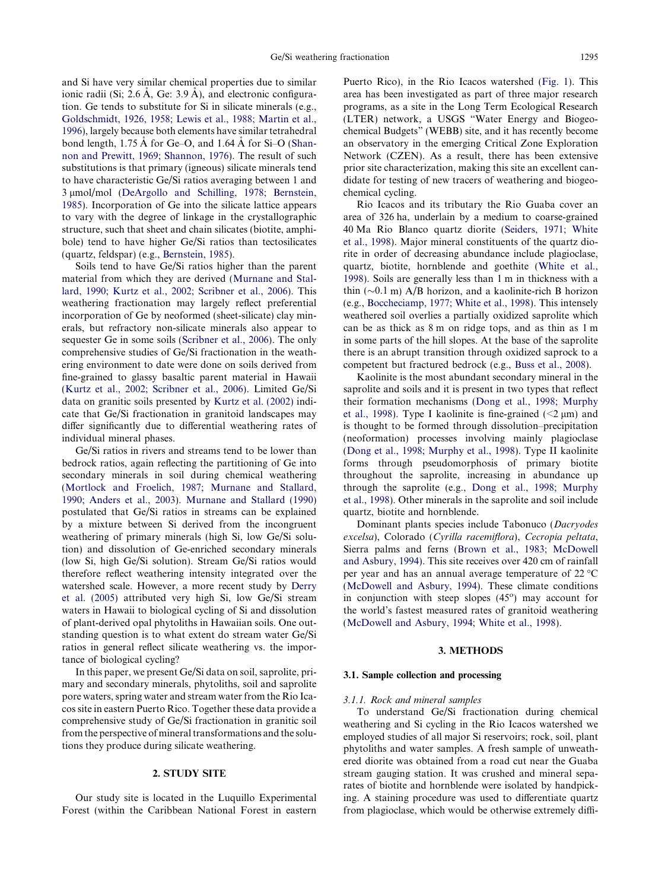and Si have very similar chemical properties due to similar ionic radii (Si; 2.6 Å, Ge: 3.9 Å), and electronic configuration. Ge tends to substitute for Si in silicate minerals (e.g., Goldschmidt, 1926, 1958; Lewis et al., 1988; Martin et al., 1996), largely because both elements have similar tetrahedral bond length, 1.75 Å for Ge–O, and 1.64 Å for Si–O (Shannon and Prewitt, 1969; Shannon, 1976). The result of such substitutions is that primary (igneous) silicate minerals tend to have characteristic Ge/Si ratios averaging between 1 and 3 μmol/mol (DeArgollo and Schilling, 1978; Bernstein, 1985). Incorporation of Ge into the silicate lattice appears to vary with the degree of linkage in the crystallographic structure, such that sheet and chain silicates (biotite, amphibole) tend to have higher Ge/Si ratios than tectosilicates (quartz, feldspar) (e.g., Bernstein, 1985).

Soils tend to have Ge/Si ratios higher than the parent material from which they are derived (Murnane and Stallard, 1990; Kurtz et al., 2002; Scribner et al., 2006). This weathering fractionation may largely reflect preferential incorporation of Ge by neoformed (sheet-silicate) clay minerals, but refractory non-silicate minerals also appear to sequester Ge in some soils (Scribner et al., 2006). The only comprehensive studies of Ge/Si fractionation in the weathering environment to date were done on soils derived from fine-grained to glassy basaltic parent material in Hawaii (Kurtz et al., 2002; Scribner et al., 2006). Limited Ge/Si data on granitic soils presented by Kurtz et al. (2002) indicate that Ge/Si fractionation in granitoid landscapes may differ significantly due to differential weathering rates of individual mineral phases.

Ge/Si ratios in rivers and streams tend to be lower than bedrock ratios, again reflecting the partitioning of Ge into secondary minerals in soil during chemical weathering (Mortlock and Froelich, 1987; Murnane and Stallard, 1990; Anders et al., 2003). Murnane and Stallard (1990) postulated that Ge/Si ratios in streams can be explained by a mixture between Si derived from the incongruent weathering of primary minerals (high Si, low Ge/Si solution) and dissolution of Ge-enriched secondary minerals (low Si, high Ge/Si solution). Stream Ge/Si ratios would therefore reflect weathering intensity integrated over the watershed scale. However, a more recent study by Derry et al. (2005) attributed very high Si, low Ge/Si stream waters in Hawaii to biological cycling of Si and dissolution of plant-derived opal phytoliths in Hawaiian soils. One outstanding question is to what extent do stream water Ge/Si ratios in general reflect silicate weathering vs. the importance of biological cycling?

In this paper, we present Ge/Si data on soil, saprolite, primary and secondary minerals, phytoliths, soil and saprolite pore waters, spring water and stream water from the Rio Icacos site in eastern Puerto Rico. Together these data provide a comprehensive study of Ge/Si fractionation in granitic soil from the perspective of mineral transformations and the solutions they produce during silicate weathering.

## 2. STUDY SITE

Our study site is located in the Luquillo Experimental Forest (within the Caribbean National Forest in eastern Puerto Rico), in the Rio Icacos watershed (Fig. 1). This area has been investigated as part of three major research programs, as a site in the Long Term Ecological Research (LTER) network, a USGS "Water Energy and Biogeochemical Budgets" (WEBB) site, and it has recently become an observatory in the emerging Critical Zone Exploration Network (CZEN). As a result, there has been extensive prior site characterization, making this site an excellent candidate for testing of new tracers of weathering and biogeochemical cycling.

Rio Icacos and its tributary the Rio Guaba cover an area of 326 ha, underlain by a medium to coarse-grained 40 Ma Rio Blanco quartz diorite (Seiders, 1971; White et al., 1998). Major mineral constituents of the quartz diorite include in order of decreasing abundance include plagioclase, quartz, biotite, hornblende and goethite (White et al., 1998). Soils are generally less than 1 m in thickness with a thin (~0.1 m) A/B horizon, and a kaolinite-rich B horizon (e.g., Boccheciamp, 1977; White et al., 1998). This intensely weathered soil overlies a partially oxidized saprolite which can be as thick as 8 m on ridge tops, and as thin as 1 m in some parts of the hill slopes. At the base of the saprolite there is an abrupt transition through oxidized saprock to a competent but fractured bedrock (e.g., Buss et al., 2008).

Kaolinite is the most abundant secondary mineral in the saprolite and soils and it is present in two types that reflect their formation mechanisms (Dong et al., 1998; Murphy et al., 1998). Type I kaolinite is fine-grained (<2 μm) and is thought to be formed through dissolution–precipitation (neoformation) processes involving mainly plagioclase (Dong et al., 1998; Murphy et al., 1998). Type II kaolinite forms through pseudomorphosis of primary biotite throughout the saprolite, increasing in abundance up through the saprolite (e.g., Dong et al., 1998; Murphy et al., 1998). Other minerals in the saprolite and soil include quartz, biotite and hornblende.

Dominant plants species include Tabonuco (*Dacryodes excelsa*), Colorado (*Cyrilla racemiflora*), *Cecropia peltata*, Sierra palms and ferns (Brown et al., 1983; McDowell and Asbury, 1994). This site receives over 420 cm of rainfall per year and has an annual average temperature of 22 °C (McDowell and Asbury, 1994). These climate conditions in conjunction with steep slopes (45°) may account for the world's fastest measured rates of granitoid weathering (McDowell and Asbury, 1994; White et al., 1998).

## 3. METHODS

### 3.1. Sample collection and processing

#### 3.1.1. Rock and mineral samples

To understand Ge/Si fractionation during chemical weathering and Si cycling in the Rio Icacos watershed we employed studies of all major Si reservoirs; rock, soil, plant phytoliths and water samples. A fresh sample of unweathered diorite was obtained from a road cut near the Guaba stream gauging station. It was crushed and mineral separates of biotite and hornblende were isolated by handpicking. A staining procedure was used to differentiate quartz from plagioclase, which would be otherwise extremely diffi-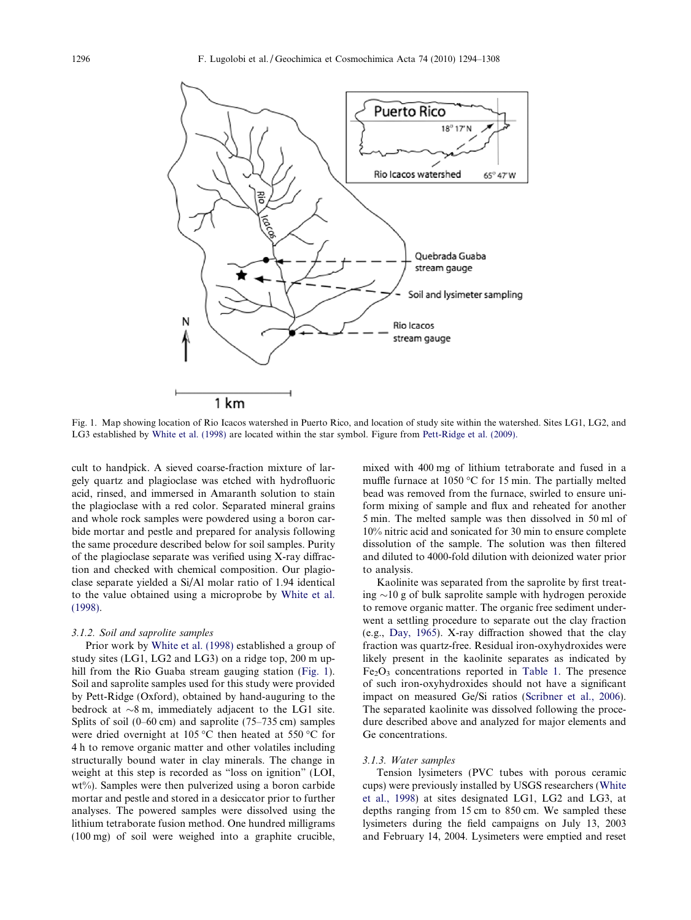Fig. 1. Map showing location of Rio Icacos watershed in Puerto Rico, and location of study site within the watershed. Sites LG1, LG2, and LG3 established by White et al. (1998) are located within the star symbol. Figure from Pett-Ridge et al. (2009).

cult to handpick. A sieved coarse-fraction mixture of largely quartz and plagioclase was etched with hydrofluoric acid, rinsed, and immersed in Amaranth solution to stain the plagioclase with a red color. Separated mineral grains and whole rock samples were powdered using a boron carbide mortar and pestle and prepared for analysis following the same procedure described below for soil samples. Purity of the plagioclase separate was verified using X-ray diffraction and checked with chemical composition. The plagioclase separate yielded a Si/Al molar ratio of 1.94 identical to the value obtained using a microprobe by White et al. (1998).

### 3.1.2. Soil and saprolite samples

Prior work by White et al. (1998) established a group of study sites (LG1, LG2 and LG3) on a ridge top, 200 m uphill from the Rio Guaba stream gauging station (Fig. 1). Soil and saprolite samples used for this study were provided by Pett-Ridge (Oxford), obtained by hand-auguring to the bedrock at ~8 m, immediately adjacent to the LG1 site. Splits of soil (0–60 cm) and saprolite (75–735 cm) samples were dried overnight at 105 °C then heated at 550 °C for 4 h to remove organic matter and other volatiles including structurally bound water in clay minerals. The change in weight at this step is recorded as "loss on ignition" (LOI, wt%). Samples were then pulverized using a boron carbide mortar and pestle and stored in a desiccator prior to further analyses. The powered samples were dissolved using the lithium tetraborate fusion method. One hundred milligrams (100 mg) of soil were weighed into a graphite crucible, mixed with 400 mg of lithium tetraborate and fused in a muffle furnace at 1050 °C for 15 min. The partially melted bead was removed from the furnace, swirled to ensure uniform mixing of sample and flux and reheated for another 5 min. The melted sample was then dissolved in 50 ml of 10% nitric acid and sonicated for 30 min to ensure complete dissolution of the sample. The solution was then filtered and diluted to 4000-fold dilution with deionized water prior to analysis.

Kaolinite was separated from the saprolite by first treating ~10 g of bulk saprolite sample with hydrogen peroxide to remove organic matter. The organic free sediment underwent a settling procedure to separate out the clay fraction (e.g., Day, 1965). X-ray diffraction showed that the clay fraction was quartz-free. Residual iron-oxyhydroxides were likely present in the kaolinite separates as indicated by $Fe_2O_3$ concentrations reported in Table 1. The presence of such iron-oxyhydroxides should not have a significant impact on measured Ge/Si ratios (Scribner et al., 2006). The separated kaolinite was dissolved following the procedure described above and analyzed for major elements and Ge concentrations.

### 3.1.3. Water samples

Tension lysimeters (PVC tubes with porous ceramic cups) were previously installed by USGS researchers (White et al., 1998) at sites designated LG1, LG2 and LG3, at depths ranging from 15 cm to 850 cm. We sampled these lysimeters during the field campaigns on July 13, 2003 and February 14, 2004. Lysimeters were emptied and reset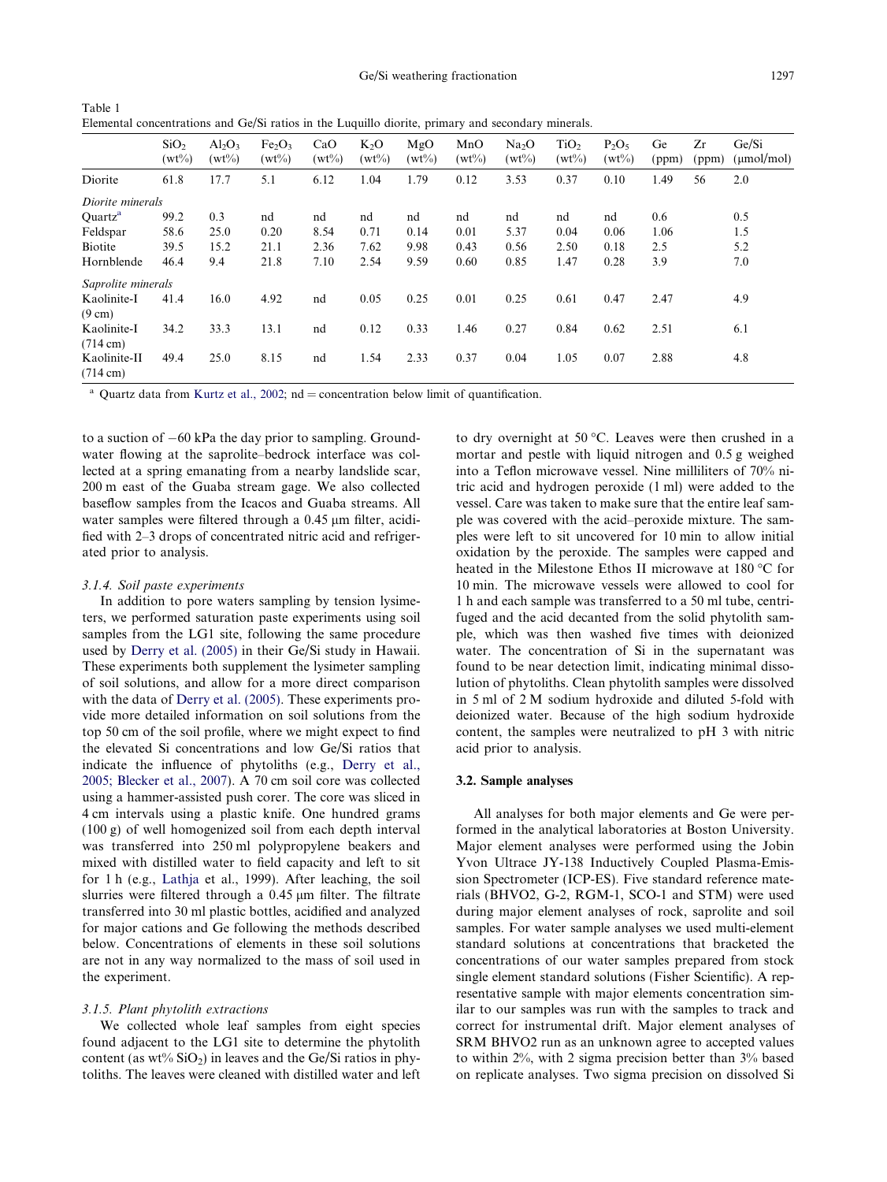Table 1
Elemental concentrations and Ge/Si ratios in the Luquillo diorite, primary and secondary minerals.

| | $SiO_2$ (wt%) | $Al_2O_3$ (wt%) | $Fe_2O_3$ (wt%) | CaO (wt%) | $K_2O$ (wt%) | MgO (wt%) | MnO (wt%) | $Na_2O$ (wt%) | $TiO_2$ (wt%) | $P_2O_5$ (wt%) | Ge (ppm) | Zr (ppm) | Ge/Si (μmol/mol) |
|---|---|---|---|---|---|---|---|---|---|---|---|---|---|
| Diorite | 61.8 | 17.7 | 5.1 | 6.12 | 1.04 | 1.79 | 0.12 | 3.53 | 0.37 | 0.10 | 1.49 | 56 | 2.0 |
| *Diorite minerals* | | | | | | | | | | | | | |
| Quartz[a] | 99.2 | 0.3 | nd | nd | nd | nd | nd | nd | nd | nd | 0.6 | | 0.5 |
| Feldspar | 58.6 | 25.0 | 0.20 | 8.54 | 0.71 | 0.14 | 0.01 | 5.37 | 0.04 | 0.06 | 1.06 | | 1.5 |
| Biotite | 39.5 | 15.2 | 21.1 | 2.36 | 7.62 | 9.98 | 0.43 | 0.56 | 2.50 | 0.18 | 2.5 | | 5.2 |
| Hornblende | 46.4 | 9.4 | 21.8 | 7.10 | 2.54 | 9.59 | 0.60 | 0.85 | 1.47 | 0.28 | 3.9 | | 7.0 |
| *Saprolite minerals* | | | | | | | | | | | | | |
| Kaolinite-I (9 cm) | 41.4 | 16.0 | 4.92 | nd | 0.05 | 0.25 | 0.01 | 0.25 | 0.61 | 0.47 | 2.47 | | 4.9 |
| Kaolinite-I (714 cm) | 34.2 | 33.3 | 13.1 | nd | 0.12 | 0.33 | 1.46 | 0.27 | 0.84 | 0.62 | 2.51 | | 6.1 |
| Kaolinite-II (714 cm) | 49.4 | 25.0 | 8.15 | nd | 1.54 | 2.33 | 0.37 | 0.04 | 1.05 | 0.07 | 2.88 | | 4.8 |

[a] Quartz data from Kurtz et al., 2002; nd = concentration below limit of quantification.

to a suction of −60 kPa the day prior to sampling. Groundwater flowing at the saprolite–bedrock interface was collected at a spring emanating from a nearby landslide scar, 200 m east of the Guaba stream gage. We also collected baseflow samples from the Icacos and Guaba streams. All water samples were filtered through a 0.45 μm filter, acidified with 2–3 drops of concentrated nitric acid and refrigerated prior to analysis.

#### 3.1.4. Soil paste experiments

In addition to pore waters sampling by tension lysimeters, we performed saturation paste experiments using soil samples from the LG1 site, following the same procedure used by Derry et al. (2005) in their Ge/Si study in Hawaii. These experiments both supplement the lysimeter sampling of soil solutions, and allow for a more direct comparison with the data of Derry et al. (2005). These experiments provide more detailed information on soil solutions from the top 50 cm of the soil profile, where we might expect to find the elevated Si concentrations and low Ge/Si ratios that indicate the influence of phytoliths (e.g., Derry et al., 2005; Blecker et al., 2007). A 70 cm soil core was collected using a hammer-assisted push corer. The core was sliced in 4 cm intervals using a plastic knife. One hundred grams (100 g) of well homogenized soil from each depth interval was transferred into 250 ml polypropylene beakers and mixed with distilled water to field capacity and left to sit for 1 h (e.g., Lathja et al., 1999). After leaching, the soil slurries were filtered through a 0.45 μm filter. The filtrate transferred into 30 ml plastic bottles, acidified and analyzed for major cations and Ge following the methods described below. Concentrations of elements in these soil solutions are not in any way normalized to the mass of soil used in the experiment.

#### 3.1.5. Plant phytolith extractions

We collected whole leaf samples from eight species found adjacent to the LG1 site to determine the phytolith content (as wt% $SiO_2$) in leaves and the Ge/Si ratios in phytoliths. The leaves were cleaned with distilled water and left to dry overnight at 50 °C. Leaves were then crushed in a mortar and pestle with liquid nitrogen and 0.5 g weighed into a Teflon microwave vessel. Nine milliliters of 70% nitric acid and hydrogen peroxide (1 ml) were added to the vessel. Care was taken to make sure that the entire leaf sample was covered with the acid–peroxide mixture. The samples were left to sit uncovered for 10 min to allow initial oxidation by the peroxide. The samples were capped and heated in the Milestone Ethos II microwave at 180 °C for 10 min. The microwave vessels were allowed to cool for 1 h and each sample was transferred to a 50 ml tube, centrifuged and the acid decanted from the solid phytolith sample, which was then washed five times with deionized water. The concentration of Si in the supernatant was found to be near detection limit, indicating minimal dissolution of phytoliths. Clean phytolith samples were dissolved in 5 ml of 2 M sodium hydroxide and diluted 5-fold with deionized water. Because of the high sodium hydroxide content, the samples were neutralized to pH 3 with nitric acid prior to analysis.

### 3.2. Sample analyses

All analyses for both major elements and Ge were performed in the analytical laboratories at Boston University. Major element analyses were performed using the Jobin Yvon Ultrace JY-138 Inductively Coupled Plasma-Emission Spectrometer (ICP-ES). Five standard reference materials (BHVO2, G-2, RGM-1, SCO-1 and STM) were used during major element analyses of rock, saprolite and soil samples. For water sample analyses we used multi-element standard solutions at concentrations that bracketed the concentrations of our water samples prepared from stock single element standard solutions (Fisher Scientific). A representative sample with major elements concentration similar to our samples was run with the samples to track and correct for instrumental drift. Major element analyses of SRM BHVO2 run as an unknown agree to accepted values to within 2%, with 2 sigma precision better than 3% based on replicate analyses. Two sigma precision on dissolved Si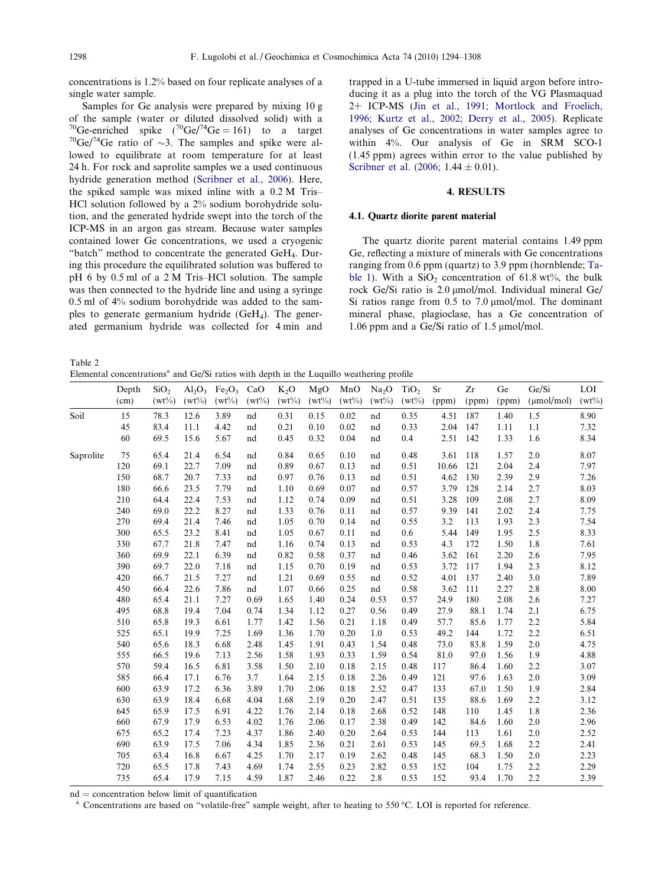concentrations is 1.2% based on four replicate analyses of a single water sample.

Samples for Ge analysis were prepared by mixing 10 g of the sample (water or diluted dissolved solid) with a $^{70}$Ge-enriched spike ($^{70}$Ge/$^{74}$Ge = 161) to a target $^{70}$Ge/$^{74}$Ge ratio of ~3. The samples and spike were allowed to equilibrate at room temperature for at least 24 h. For rock and saprolite samples we a used continuous hydride generation method (Scribner et al., 2006). Here, the spiked sample was mixed inline with a 0.2 M Tris–HCl solution followed by a 2% sodium borohydride solution, and the generated hydride swept into the torch of the ICP-MS in an argon gas stream. Because water samples contained lower Ge concentrations, we used a cryogenic "batch" method to concentrate the generated $GeH_4$. During this procedure the equilibrated solution was buffered to pH 6 by 0.5 ml of a 2 M Tris–HCl solution. The sample was then connected to the hydride line and using a syringe 0.5 ml of 4% sodium borohydride was added to the samples to generate germanium hydride ($GeH_4$). The generated germanium hydride was collected for 4 min and trapped in a U-tube immersed in liquid argon before introducing it as a plug into the torch of the VG Plasmaquad 2+ ICP-MS (Jin et al., 1991; Mortlock and Froelich, 1996; Kurtz et al., 2002; Derry et al., 2005). Replicate analyses of Ge concentrations in water samples agree to within 4%. Our analysis of Ge in SRM SCO-1 (1.45 ppm) agrees within error to the value published by Scribner et al. (2006; 1.44 ± 0.01).

## 4. RESULTS

### 4.1. Quartz diorite parent material

The quartz diorite parent material contains 1.49 ppm Ge, reflecting a mixture of minerals with Ge concentrations ranging from 0.6 ppm (quartz) to 3.9 ppm (hornblende; Table 1). With a $SiO_2$ concentration of 61.8 wt%, the bulk rock Ge/Si ratio is 2.0 μmol/mol. Individual mineral Ge/Si ratios range from 0.5 to 7.0 μmol/mol. The dominant mineral phase, plagioclase, has a Ge concentration of 1.06 ppm and a Ge/Si ratio of 1.5 μmol/mol.

Table 2
Elemental concentrations[a] and Ge/Si ratios with depth in the Luquillo weathering profile

| | Depth (cm) | $SiO_2$ (wt%) | $Al_2O_3$ (wt%) | $Fe_2O_3$ (wt%) | CaO (wt%) | $K_2O$ (wt%) | MgO (wt%) | MnO (wt%) | $Na_2O$ (wt%) | $TiO_2$ (wt%) | Sr (ppm) | Zr (ppm) | Ge (ppm) | Ge/Si (μmol/mol) | LOI (wt%) |
|---|---|---|---|---|---|---|---|---|---|---|---|---|---|---|---|
| Soil | 15 | 78.3 | 12.6 | 3.89 | nd | 0.31 | 0.15 | 0.02 | nd | 0.35 | 4.51 | 187 | 1.40 | 1.5 | 8.90 |
| | 45 | 83.4 | 11.1 | 4.42 | nd | 0.21 | 0.10 | 0.02 | nd | 0.33 | 2.04 | 147 | 1.11 | 1.1 | 7.32 |
| | 60 | 69.5 | 15.6 | 5.67 | nd | 0.45 | 0.32 | 0.04 | nd | 0.4 | 2.51 | 142 | 1.33 | 1.6 | 8.34 |
| Saprolite | 75 | 65.4 | 21.4 | 6.54 | nd | 0.84 | 0.65 | 0.10 | nd | 0.48 | 3.61 | 118 | 1.57 | 2.0 | 8.07 |
| | 120 | 69.1 | 22.7 | 7.09 | nd | 0.89 | 0.67 | 0.13 | nd | 0.51 | 10.66 | 121 | 2.04 | 2.4 | 7.97 |
| | 150 | 68.7 | 20.7 | 7.33 | nd | 0.97 | 0.76 | 0.13 | nd | 0.51 | 4.62 | 130 | 2.39 | 2.9 | 7.26 |
| | 180 | 66.6 | 23.5 | 7.79 | nd | 1.10 | 0.69 | 0.07 | nd | 0.57 | 3.79 | 128 | 2.14 | 2.7 | 8.03 |
| | 210 | 64.4 | 22.4 | 7.53 | nd | 1.12 | 0.74 | 0.09 | nd | 0.51 | 3.28 | 109 | 2.08 | 2.7 | 8.09 |
| | 240 | 69.0 | 22.2 | 8.27 | nd | 1.33 | 0.76 | 0.11 | nd | 0.57 | 9.39 | 141 | 2.02 | 2.4 | 7.75 |
| | 270 | 69.4 | 21.4 | 7.46 | nd | 1.05 | 0.70 | 0.14 | nd | 0.55 | 3.2 | 113 | 1.93 | 2.3 | 7.54 |
| | 300 | 65.5 | 23.2 | 8.41 | nd | 1.05 | 0.67 | 0.11 | nd | 0.6 | 5.44 | 149 | 1.95 | 2.5 | 8.33 |
| | 330 | 67.7 | 21.8 | 7.47 | nd | 1.16 | 0.74 | 0.13 | nd | 0.53 | 4.3 | 172 | 1.50 | 1.8 | 7.61 |
| | 360 | 69.9 | 22.1 | 6.39 | nd | 0.82 | 0.58 | 0.37 | nd | 0.46 | 3.62 | 161 | 2.20 | 2.6 | 7.95 |
| | 390 | 69.7 | 22.0 | 7.18 | nd | 1.15 | 0.70 | 0.19 | nd | 0.53 | 3.72 | 117 | 1.94 | 2.3 | 8.12 |
| | 420 | 66.7 | 21.5 | 7.27 | nd | 1.21 | 0.69 | 0.55 | nd | 0.52 | 4.01 | 137 | 2.40 | 3.0 | 7.89 |
| | 450 | 66.4 | 22.6 | 7.86 | nd | 1.07 | 0.66 | 0.25 | nd | 0.58 | 3.62 | 111 | 2.27 | 2.8 | 8.00 |
| | 480 | 65.4 | 21.1 | 7.27 | 0.69 | 1.65 | 1.40 | 0.24 | 0.53 | 0.57 | 24.9 | 180 | 2.08 | 2.6 | 7.27 |
| | 495 | 68.8 | 19.4 | 7.04 | 0.74 | 1.34 | 1.12 | 0.27 | 0.56 | 0.49 | 27.9 | 88.1 | 1.74 | 2.1 | 6.75 |
| | 510 | 65.8 | 19.3 | 6.61 | 1.77 | 1.42 | 1.56 | 0.21 | 1.18 | 0.49 | 57.7 | 85.6 | 1.77 | 2.2 | 5.84 |
| | 525 | 65.1 | 19.9 | 7.25 | 1.69 | 1.36 | 1.70 | 0.20 | 1.0 | 0.53 | 49.2 | 144 | 1.72 | 2.2 | 6.51 |
| | 540 | 65.6 | 18.3 | 6.68 | 2.48 | 1.45 | 1.91 | 0.43 | 1.54 | 0.48 | 73.0 | 83.8 | 1.59 | 2.0 | 4.75 |
| | 555 | 66.5 | 19.6 | 7.13 | 2.56 | 1.58 | 1.93 | 0.33 | 1.59 | 0.54 | 81.0 | 97.0 | 1.56 | 1.9 | 4.88 |
| | 570 | 59.4 | 16.5 | 6.81 | 3.58 | 1.50 | 2.10 | 0.18 | 2.15 | 0.48 | 117 | 86.4 | 1.60 | 2.2 | 3.07 |
| | 585 | 66.4 | 17.1 | 6.76 | 3.7 | 1.64 | 2.15 | 0.18 | 2.26 | 0.49 | 121 | 97.6 | 1.63 | 2.0 | 3.09 |
| | 600 | 63.9 | 17.2 | 6.36 | 3.89 | 1.70 | 2.06 | 0.18 | 2.52 | 0.47 | 133 | 67.0 | 1.50 | 1.9 | 2.84 |
| | 630 | 63.9 | 18.4 | 6.68 | 4.04 | 1.68 | 2.19 | 0.20 | 2.47 | 0.51 | 135 | 88.6 | 1.69 | 2.2 | 3.12 |
| | 645 | 65.9 | 17.5 | 6.91 | 4.22 | 1.76 | 2.14 | 0.18 | 2.68 | 0.52 | 148 | 110 | 1.45 | 1.8 | 2.36 |
| | 660 | 67.9 | 17.9 | 6.53 | 4.02 | 1.76 | 2.06 | 0.17 | 2.38 | 0.49 | 142 | 84.6 | 1.60 | 2.0 | 2.96 |
| | 675 | 65.2 | 17.4 | 7.23 | 4.37 | 1.86 | 2.40 | 0.20 | 2.64 | 0.53 | 144 | 113 | 1.61 | 2.0 | 2.52 |
| | 690 | 63.9 | 17.5 | 7.06 | 4.34 | 1.85 | 2.36 | 0.21 | 2.61 | 0.53 | 145 | 69.5 | 1.68 | 2.2 | 2.41 |
| | 705 | 63.4 | 16.8 | 6.67 | 4.25 | 1.70 | 2.17 | 0.19 | 2.62 | 0.48 | 145 | 68.3 | 1.50 | 2.0 | 2.23 |
| | 720 | 65.5 | 17.8 | 7.43 | 4.69 | 1.74 | 2.55 | 0.23 | 2.82 | 0.53 | 152 | 104 | 1.75 | 2.2 | 2.29 |
| | 735 | 65.4 | 17.9 | 7.15 | 4.59 | 1.87 | 2.46 | 0.22 | 2.8 | 0.53 | 152 | 93.4 | 1.70 | 2.2 | 2.39 |

nd = concentration below limit of quantification

[a] Concentrations are based on "volatile-free" sample weight, after to heating to 550 °C. LOI is reported for reference.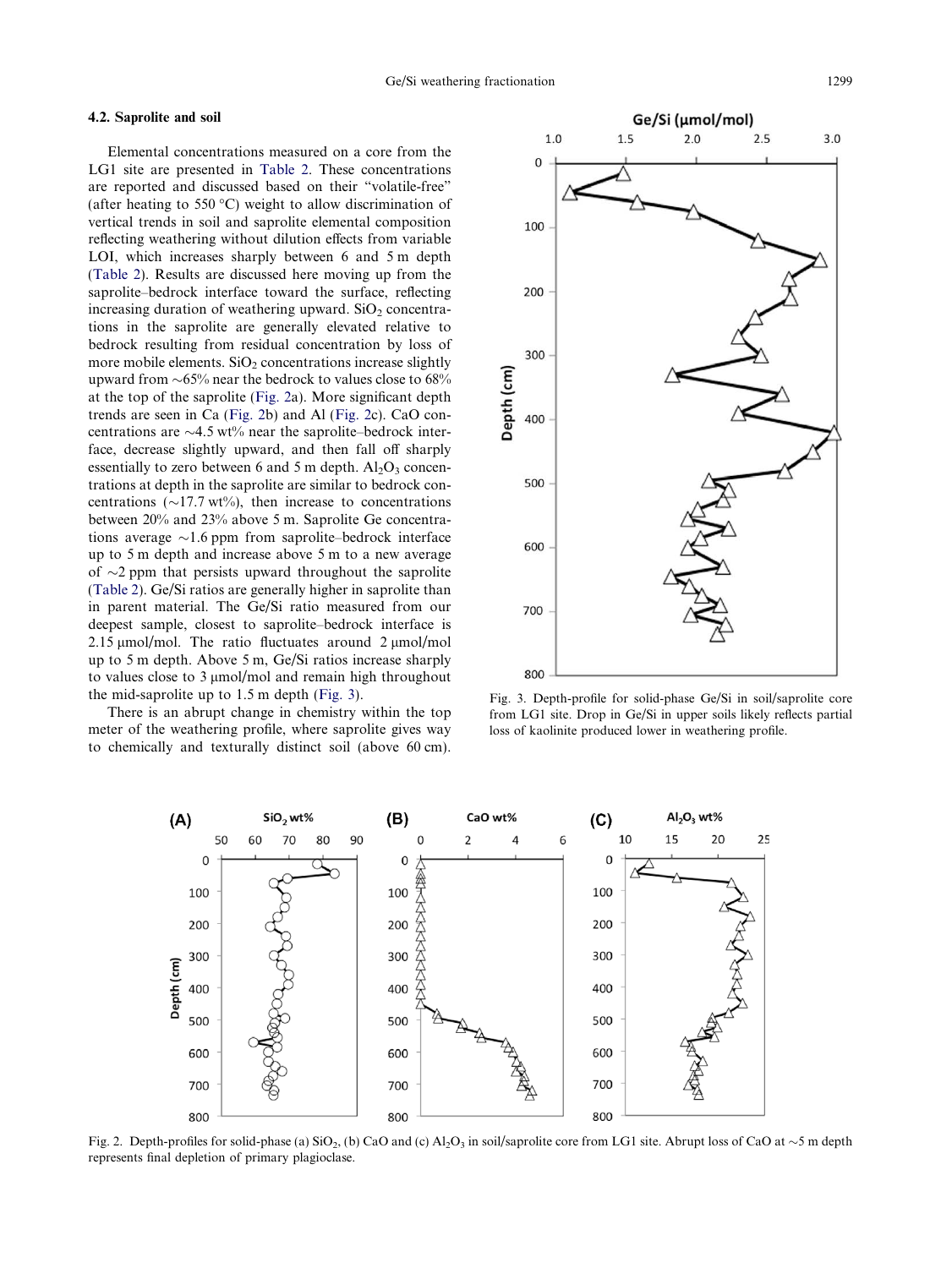### 4.2. Saprolite and soil

Elemental concentrations measured on a core from the LG1 site are presented in Table 2. These concentrations are reported and discussed based on their "volatile-free" (after heating to 550 °C) weight to allow discrimination of vertical trends in soil and saprolite elemental composition reflecting weathering without dilution effects from variable LOI, which increases sharply between 6 and 5 m depth (Table 2). Results are discussed here moving up from the saprolite–bedrock interface toward the surface, reflecting increasing duration of weathering upward. $SiO_2$ concentrations in the saprolite are generally elevated relative to bedrock resulting from residual concentration by loss of more mobile elements. $SiO_2$ concentrations increase slightly upward from ~65% near the bedrock to values close to 68% at the top of the saprolite (Fig. 2a). More significant depth trends are seen in Ca (Fig. 2b) and Al (Fig. 2c). CaO concentrations are ~4.5 wt% near the saprolite–bedrock interface, decrease slightly upward, and then fall off sharply essentially to zero between 6 and 5 m depth. $Al_2O_3$ concentrations at depth in the saprolite are similar to bedrock concentrations (~17.7 wt%), then increase to concentrations between 20% and 23% above 5 m. Saprolite Ge concentrations average ~1.6 ppm from saprolite–bedrock interface up to 5 m depth and increase above 5 m to a new average of ~2 ppm that persists upward throughout the saprolite (Table 2). Ge/Si ratios are generally higher in saprolite than in parent material. The Ge/Si ratio measured from our deepest sample, closest to saprolite–bedrock interface is 2.15 μmol/mol. The ratio fluctuates around 2 μmol/mol up to 5 m depth. Above 5 m, Ge/Si ratios increase sharply to values close to 3 μmol/mol and remain high throughout the mid-saprolite up to 1.5 m depth (Fig. 3).

There is an abrupt change in chemistry within the top meter of the weathering profile, where saprolite gives way to chemically and texturally distinct soil (above 60 cm).

Fig. 3. Depth-profile for solid-phase Ge/Si in soil/saprolite core from LG1 site. Drop in Ge/Si in upper soils likely reflects partial loss of kaolinite produced lower in weathering profile.

Fig. 2. Depth-profiles for solid-phase (a) $SiO_2$, (b) CaO and (c) $Al_2O_3$ in soil/saprolite core from LG1 site. Abrupt loss of CaO at ~5 m depth represents final depletion of primary plagioclase.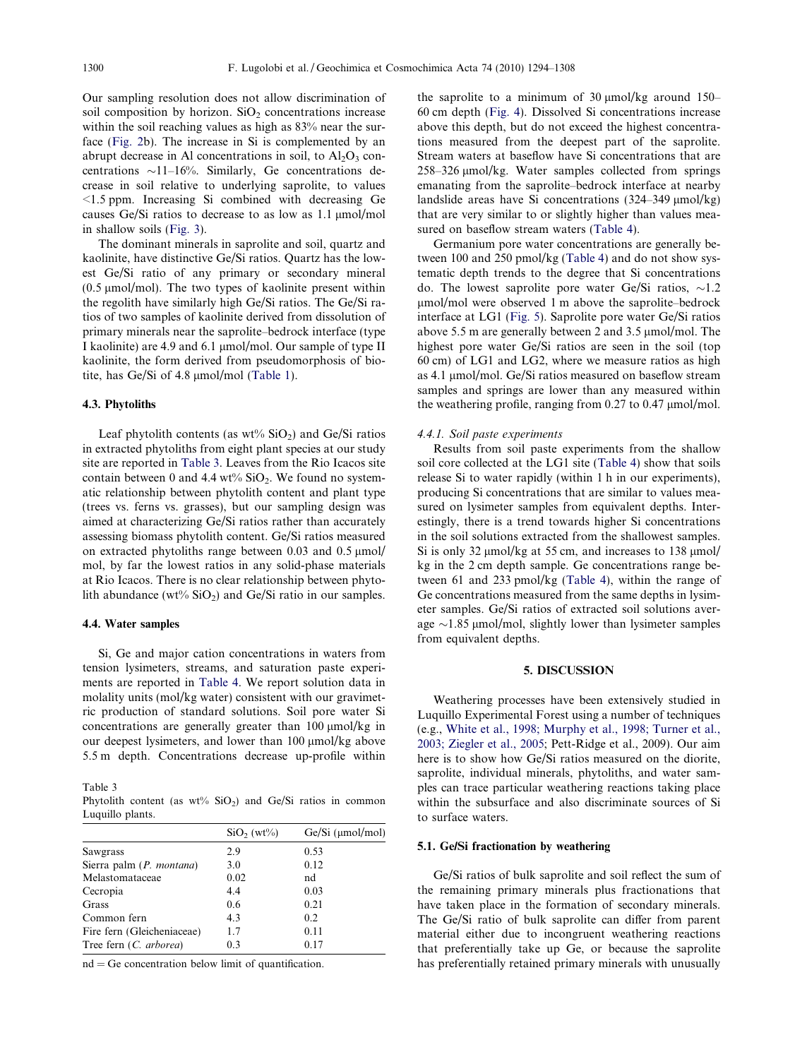Our sampling resolution does not allow discrimination of soil composition by horizon. $SiO_2$ concentrations increase within the soil reaching values as high as 83% near the surface (Fig. 2b). The increase in Si is complemented by an abrupt decrease in Al concentrations in soil, to $Al_2O_3$ concentrations ~11–16%. Similarly, Ge concentrations decrease in soil relative to underlying saprolite, to values <1.5 ppm. Increasing Si combined with decreasing Ge causes Ge/Si ratios to decrease to as low as 1.1 μmol/mol in shallow soils (Fig. 3).

The dominant minerals in saprolite and soil, quartz and kaolinite, have distinctive Ge/Si ratios. Quartz has the lowest Ge/Si ratio of any primary or secondary mineral (0.5 μmol/mol). The two types of kaolinite present within the regolith have similarly high Ge/Si ratios. The Ge/Si ratios of two samples of kaolinite derived from dissolution of primary minerals near the saprolite–bedrock interface (type I kaolinite) are 4.9 and 6.1 μmol/mol. Our sample of type II kaolinite, the form derived from pseudomorphosis of biotite, has Ge/Si of 4.8 μmol/mol (Table 1).

### 4.3. Phytoliths

Leaf phytolith contents (as wt% $SiO_2$) and Ge/Si ratios in extracted phytoliths from eight plant species at our study site are reported in Table 3. Leaves from the Rio Icacos site contain between 0 and 4.4 wt% $SiO_2$. We found no systematic relationship between phytolith content and plant type (trees vs. ferns vs. grasses), but our sampling design was aimed at characterizing Ge/Si ratios rather than accurately assessing biomass phytolith content. Ge/Si ratios measured on extracted phytoliths range between 0.03 and 0.5 μmol/mol, by far the lowest ratios in any solid-phase materials at Rio Icacos. There is no clear relationship between phytolith abundance (wt% $SiO_2$) and Ge/Si ratio in our samples.

### 4.4. Water samples

Si, Ge and major cation concentrations in waters from tension lysimeters, streams, and saturation paste experiments are reported in Table 4. We report solution data in molality units (mol/kg water) consistent with our gravimetric production of standard solutions. Soil pore water Si concentrations are generally greater than 100 μmol/kg in our deepest lysimeters, and lower than 100 μmol/kg above 5.5 m depth. Concentrations decrease up-profile within the saprolite to a minimum of 30 μmol/kg around 150–60 cm depth (Fig. 4). Dissolved Si concentrations increase above this depth, but do not exceed the highest concentrations measured from the deepest part of the saprolite. Stream waters at baseflow have Si concentrations that are 258–326 μmol/kg. Water samples collected from springs emanating from the saprolite–bedrock interface at nearby landslide areas have Si concentrations (324–349 μmol/kg) that are very similar to or slightly higher than values measured on baseflow stream waters (Table 4).

Germanium pore water concentrations are generally between 100 and 250 pmol/kg (Table 4) and do not show systematic depth trends to the degree that Si concentrations do. The lowest saprolite pore water Ge/Si ratios, ~1.2 μmol/mol were observed 1 m above the saprolite–bedrock interface at LG1 (Fig. 5). Saprolite pore water Ge/Si ratios above 5.5 m are generally between 2 and 3.5 μmol/mol. The highest pore water Ge/Si ratios are seen in the soil (top 60 cm) of LG1 and LG2, where we measure ratios as high as 4.1 μmol/mol. Ge/Si ratios measured on baseflow stream samples and springs are lower than any measured within the weathering profile, ranging from 0.27 to 0.47 μmol/mol.

#### 4.4.1. Soil paste experiments

Results from soil paste experiments from the shallow soil core collected at the LG1 site (Table 4) show that soils release Si to water rapidly (within 1 h in our experiments), producing Si concentrations that are similar to values measured on lysimeter samples from equivalent depths. Interestingly, there is a trend towards higher Si concentrations in the soil solutions extracted from the shallowest samples. Si is only 32 μmol/kg at 55 cm, and increases to 138 μmol/kg in the 2 cm depth sample. Ge concentrations range between 61 and 233 pmol/kg (Table 4), within the range of Ge concentrations measured from the same depths in lysimeter samples. Ge/Si ratios of extracted soil solutions average ~1.85 μmol/mol, slightly lower than lysimeter samples from equivalent depths.

Table 3
Phytolith content (as wt% $SiO_2$) and Ge/Si ratios in common Luquillo plants.

| | $SiO_2$ (wt%) | Ge/Si (μmol/mol) |
|---|---|---|
| Sawgrass | 2.9 | 0.53 |
| Sierra palm (*P. montana*) | 3.0 | 0.12 |
| Melastomataceae | 0.02 | nd |
| Cecropia | 4.4 | 0.03 |
| Grass | 0.6 | 0.21 |
| Common fern | 4.3 | 0.2 |
| Fire fern (Gleicheniaceae) | 1.7 | 0.11 |
| Tree fern (*C. arborea*) | 0.3 | 0.17 |

nd = Ge concentration below limit of quantification.

## 5. DISCUSSION

Weathering processes have been extensively studied in Luquillo Experimental Forest using a number of techniques (e.g., White et al., 1998; Murphy et al., 1998; Turner et al., 2003; Ziegler et al., 2005; Pett-Ridge et al., 2009). Our aim here is to show how Ge/Si ratios measured on the diorite, saprolite, individual minerals, phytoliths, and water samples can trace particular weathering reactions taking place within the subsurface and also discriminate sources of Si to surface waters.

### 5.1. Ge/Si fractionation by weathering

Ge/Si ratios of bulk saprolite and soil reflect the sum of the remaining primary minerals plus fractionations that have taken place in the formation of secondary minerals. The Ge/Si ratio of bulk saprolite can differ from parent material either due to incongruent weathering reactions that preferentially take up Ge, or because the saprolite has preferentially retained primary minerals with unusually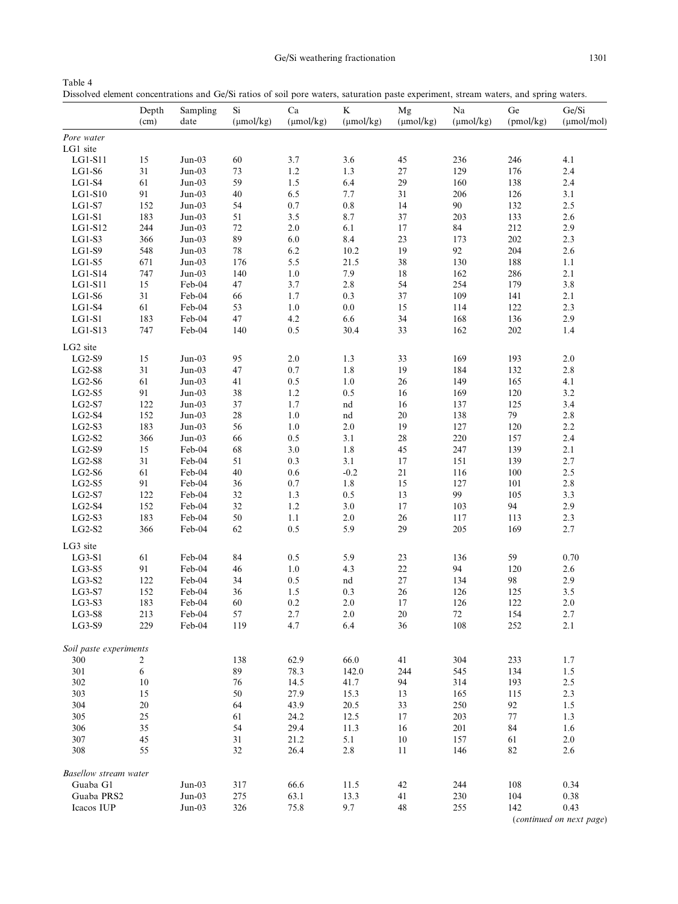Table 4
Dissolved element concentrations and Ge/Si ratios of soil pore waters, saturation paste experiment, stream waters, and spring waters.

| | Depth (cm) | Sampling date | Si (μmol/kg) | Ca (μmol/kg) | K (μmol/kg) | Mg (μmol/kg) | Na (μmol/kg) | Ge (pmol/kg) | Ge/Si (μmol/mol) |
|---|---|---|---|---|---|---|---|---|---|
| *Pore water* | | | | | | | | | |
| LG1 site | | | | | | | | | |
| LG1-S11 | 15 | Jun-03 | 60 | 3.7 | 3.6 | 45 | 236 | 246 | 4.1 |
| LG1-S6 | 31 | Jun-03 | 73 | 1.2 | 1.3 | 27 | 129 | 176 | 2.4 |
| LG1-S4 | 61 | Jun-03 | 59 | 1.5 | 6.4 | 29 | 160 | 138 | 2.4 |
| LG1-S10 | 91 | Jun-03 | 40 | 6.5 | 7.7 | 31 | 206 | 126 | 3.1 |
| LG1-S7 | 152 | Jun-03 | 54 | 0.7 | 0.8 | 14 | 90 | 132 | 2.5 |
| LG1-S1 | 183 | Jun-03 | 51 | 3.5 | 8.7 | 37 | 203 | 133 | 2.6 |
| LG1-S12 | 244 | Jun-03 | 72 | 2.0 | 6.1 | 17 | 84 | 212 | 2.9 |
| LG1-S3 | 366 | Jun-03 | 89 | 6.0 | 8.4 | 23 | 173 | 202 | 2.3 |
| LG1-S9 | 548 | Jun-03 | 78 | 6.2 | 10.2 | 19 | 92 | 204 | 2.6 |
| LG1-S5 | 671 | Jun-03 | 176 | 5.5 | 21.5 | 38 | 130 | 188 | 1.1 |
| LG1-S14 | 747 | Jun-03 | 140 | 1.0 | 7.9 | 18 | 162 | 286 | 2.1 |
| LG1-S11 | 15 | Feb-04 | 47 | 3.7 | 2.8 | 54 | 254 | 179 | 3.8 |
| LG1-S6 | 31 | Feb-04 | 66 | 1.7 | 0.3 | 37 | 109 | 141 | 2.1 |
| LG1-S4 | 61 | Feb-04 | 53 | 1.0 | 0.0 | 15 | 114 | 122 | 2.3 |
| LG1-S1 | 183 | Feb-04 | 47 | 4.2 | 6.6 | 34 | 168 | 136 | 2.9 |
| LG1-S13 | 747 | Feb-04 | 140 | 0.5 | 30.4 | 33 | 162 | 202 | 1.4 |
| LG2 site | | | | | | | | | |
| LG2-S9 | 15 | Jun-03 | 95 | 2.0 | 1.3 | 33 | 169 | 193 | 2.0 |
| LG2-S8 | 31 | Jun-03 | 47 | 0.7 | 1.8 | 19 | 184 | 132 | 2.8 |
| LG2-S6 | 61 | Jun-03 | 41 | 0.5 | 1.0 | 26 | 149 | 165 | 4.1 |
| LG2-S5 | 91 | Jun-03 | 38 | 1.2 | 0.5 | 16 | 169 | 120 | 3.2 |
| LG2-S7 | 122 | Jun-03 | 37 | 1.7 | nd | 16 | 137 | 125 | 3.4 |
| LG2-S4 | 152 | Jun-03 | 28 | 1.0 | nd | 20 | 138 | 79 | 2.8 |
| LG2-S3 | 183 | Jun-03 | 56 | 1.0 | 2.0 | 19 | 127 | 120 | 2.2 |
| LG2-S2 | 366 | Jun-03 | 66 | 0.5 | 3.1 | 28 | 220 | 157 | 2.4 |
| LG2-S9 | 15 | Feb-04 | 68 | 3.0 | 1.8 | 45 | 247 | 139 | 2.1 |
| LG2-S8 | 31 | Feb-04 | 51 | 0.3 | 3.1 | 17 | 151 | 139 | 2.7 |
| LG2-S6 | 61 | Feb-04 | 40 | 0.6 | -0.2 | 21 | 116 | 100 | 2.5 |
| LG2-S5 | 91 | Feb-04 | 36 | 0.7 | 1.8 | 15 | 127 | 101 | 2.8 |
| LG2-S7 | 122 | Feb-04 | 32 | 1.3 | 0.5 | 13 | 99 | 105 | 3.3 |
| LG2-S4 | 152 | Feb-04 | 32 | 1.2 | 3.0 | 17 | 103 | 94 | 2.9 |
| LG2-S3 | 183 | Feb-04 | 50 | 1.1 | 2.0 | 26 | 117 | 113 | 2.3 |
| LG2-S2 | 366 | Feb-04 | 62 | 0.5 | 5.9 | 29 | 205 | 169 | 2.7 |
| LG3 site | | | | | | | | | |
| LG3-S1 | 61 | Feb-04 | 84 | 0.5 | 5.9 | 23 | 136 | 59 | 0.70 |
| LG3-S5 | 91 | Feb-04 | 46 | 1.0 | 4.3 | 22 | 94 | 120 | 2.6 |
| LG3-S2 | 122 | Feb-04 | 34 | 0.5 | nd | 27 | 134 | 98 | 2.9 |
| LG3-S7 | 152 | Feb-04 | 36 | 1.5 | 0.3 | 26 | 126 | 125 | 3.5 |
| LG3-S3 | 183 | Feb-04 | 60 | 0.2 | 2.0 | 17 | 126 | 122 | 2.0 |
| LG3-S8 | 213 | Feb-04 | 57 | 2.7 | 2.0 | 20 | 72 | 154 | 2.7 |
| LG3-S9 | 229 | Feb-04 | 119 | 4.7 | 6.4 | 36 | 108 | 252 | 2.1 |
| *Soil paste experiments* | | | | | | | | | |
| 300 | 2 | | 138 | 62.9 | 66.0 | 41 | 304 | 233 | 1.7 |
| 301 | 6 | | 89 | 78.3 | 142.0 | 244 | 545 | 134 | 1.5 |
| 302 | 10 | | 76 | 14.5 | 41.7 | 94 | 314 | 193 | 2.5 |
| 303 | 15 | | 50 | 27.9 | 15.3 | 13 | 165 | 115 | 2.3 |
| 304 | 20 | | 64 | 43.9 | 20.5 | 33 | 250 | 92 | 1.5 |
| 305 | 25 | | 61 | 24.2 | 12.5 | 17 | 203 | 77 | 1.3 |
| 306 | 35 | | 54 | 29.4 | 11.3 | 16 | 201 | 84 | 1.6 |
| 307 | 45 | | 31 | 21.2 | 5.1 | 10 | 157 | 61 | 2.0 |
| 308 | 55 | | 32 | 26.4 | 2.8 | 11 | 146 | 82 | 2.6 |
| *Base/low stream water* | | | | | | | | | |
| Guaba G1 | | Jun-03 | 317 | 66.6 | 11.5 | 42 | 244 | 108 | 0.34 |
| Guaba PRS2 | | Jun-03 | 275 | 63.1 | 13.3 | 41 | 230 | 104 | 0.38 |
| Icacos IUP | | Jun-03 | 326 | 75.8 | 9.7 | 48 | 255 | 142 | 0.43 |

(*continued on next page*)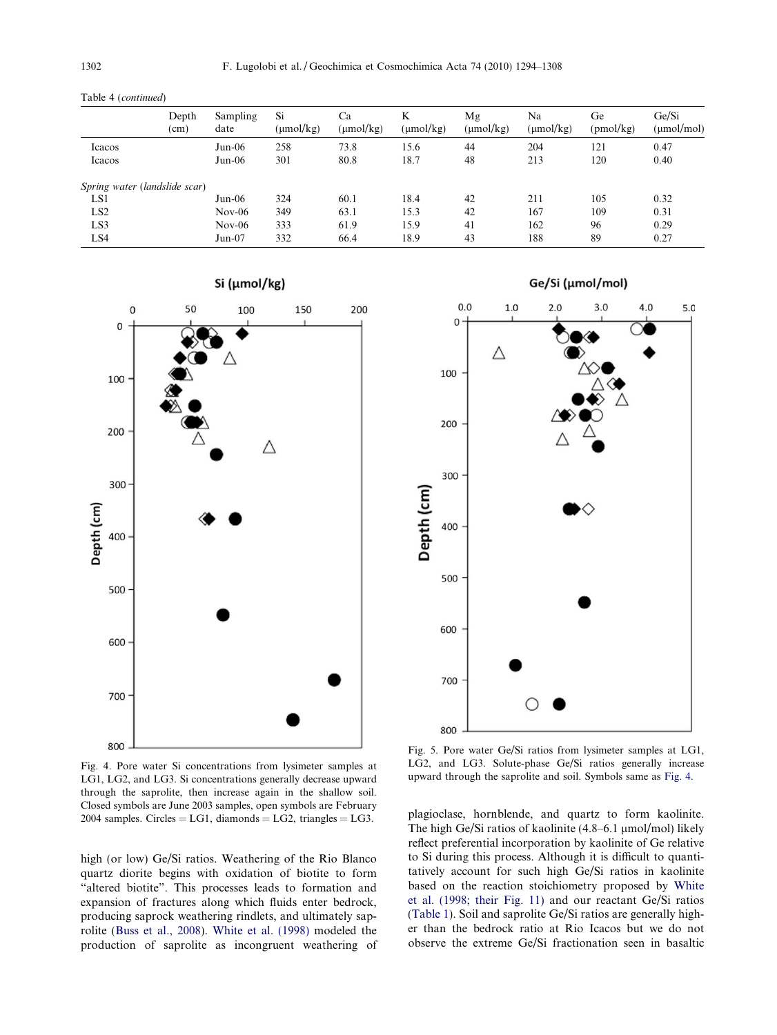Table 4 (continued)

| | Depth (cm) | Sampling date | Si (μmol/kg) | Ca (μmol/kg) | K (μmol/kg) | Mg (μmol/kg) | Na (μmol/kg) | Ge (pmol/kg) | Ge/Si (μmol/mol) |
|---|---|---|---|---|---|---|---|---|---|
| Icacos | | Jun-06 | 258 | 73.8 | 15.6 | 44 | 204 | 121 | 0.47 |
| Icacos | | Jun-06 | 301 | 80.8 | 18.7 | 48 | 213 | 120 | 0.40 |
| *Spring water (landslide scar)* | | | | | | | | | |
| LS1 | | Jun-06 | 324 | 60.1 | 18.4 | 42 | 211 | 105 | 0.32 |
| LS2 | | Nov-06 | 349 | 63.1 | 15.3 | 42 | 167 | 109 | 0.31 |
| LS3 | | Nov-06 | 333 | 61.9 | 15.9 | 41 | 162 | 96 | 0.29 |
| LS4 | | Jun-07 | 332 | 66.4 | 18.9 | 43 | 188 | 89 | 0.27 |

Fig. 4. Pore water Si concentrations from lysimeter samples at LG1, LG2, and LG3. Si concentrations generally decrease upward through the saprolite, then increase again in the shallow soil. Closed symbols are June 2003 samples, open symbols are February 2004 samples. Circles = LG1, diamonds = LG2, triangles = LG3.

Fig. 5. Pore water Ge/Si ratios from lysimeter samples at LG1, LG2, and LG3. Solute-phase Ge/Si ratios generally increase upward through the saprolite and soil. Symbols same as Fig. 4.

high (or low) Ge/Si ratios. Weathering of the Rio Blanco quartz diorite begins with oxidation of biotite to form "altered biotite". This processes leads to formation and expansion of fractures along which fluids enter bedrock, producing saprock weathering rindlets, and ultimately saprolite (Buss et al., 2008). White et al. (1998) modeled the production of saprolite as incongruent weathering of plagioclase, hornblende, and quartz to form kaolinite. The high Ge/Si ratios of kaolinite (4.8–6.1 μmol/mol) likely reflect preferential incorporation by kaolinite of Ge relative to Si during this process. Although it is difficult to quantitatively account for such high Ge/Si ratios in kaolinite based on the reaction stoichiometry proposed by White et al. (1998; their Fig. 11) and our reactant Ge/Si ratios (Table 1). Soil and saprolite Ge/Si ratios are generally higher than the bedrock ratio at Rio Icacos but we do not observe the extreme Ge/Si fractionation seen in basaltic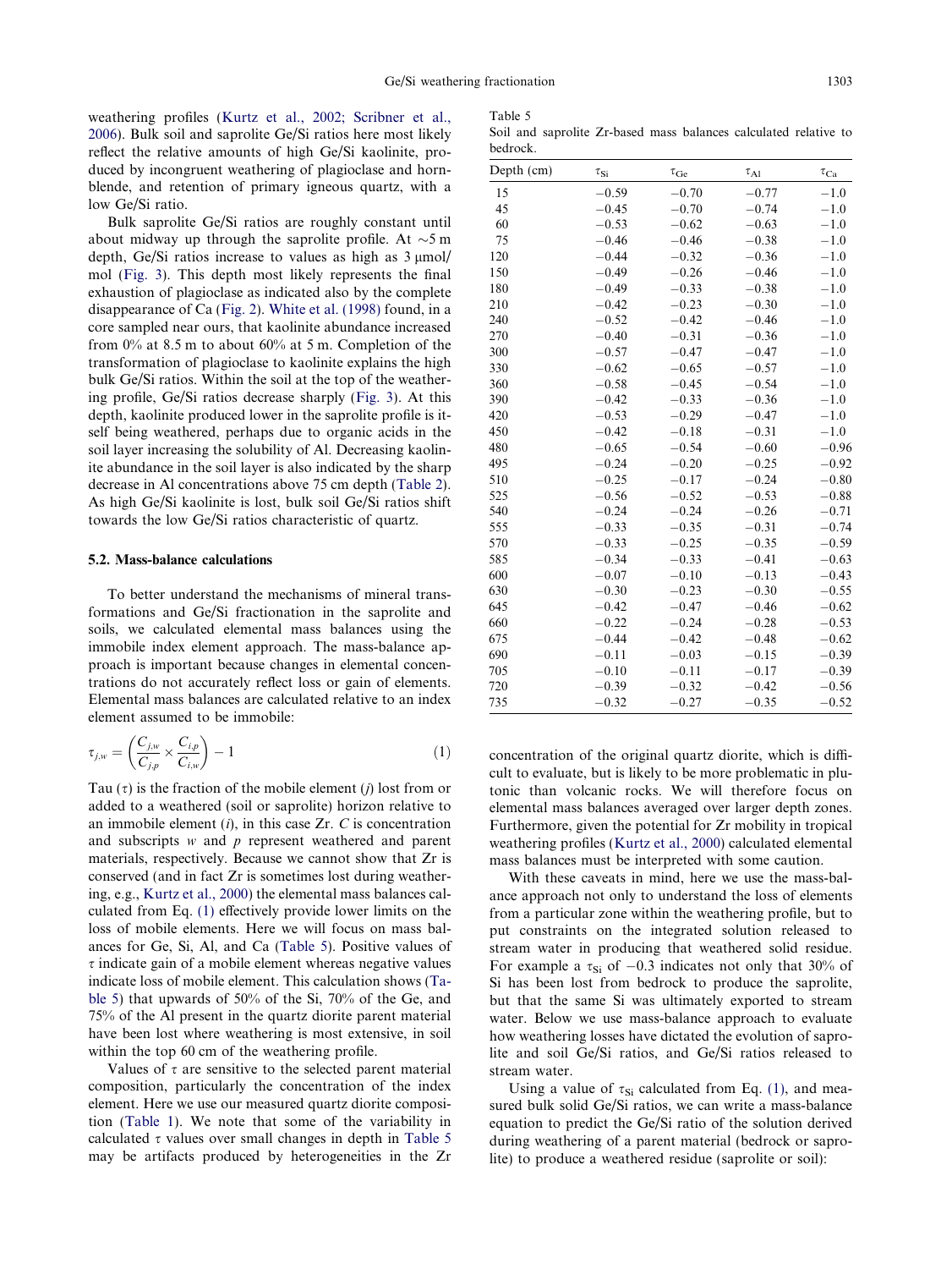weathering profiles (Kurtz et al., 2002; Scribner et al., 2006). Bulk soil and saprolite Ge/Si ratios here most likely reflect the relative amounts of high Ge/Si kaolinite, produced by incongruent weathering of plagioclase and hornblende, and retention of primary igneous quartz, with a low Ge/Si ratio.

Bulk saprolite Ge/Si ratios are roughly constant until about midway up through the saprolite profile. At ~5 m depth, Ge/Si ratios increase to values as high as 3 μmol/mol (Fig. 3). This depth most likely represents the final exhaustion of plagioclase as indicated also by the complete disappearance of Ca (Fig. 2). White et al. (1998) found, in a core sampled near ours, that kaolinite abundance increased from 0% at 8.5 m to about 60% at 5 m. Completion of the transformation of plagioclase to kaolinite explains the high bulk Ge/Si ratios. Within the soil at the top of the weathering profile, Ge/Si ratios decrease sharply (Fig. 3). At this depth, kaolinite produced lower in the saprolite profile is itself being weathered, perhaps due to organic acids in the soil layer increasing the solubility of Al. Decreasing kaolinite abundance in the soil layer is also indicated by the sharp decrease in Al concentrations above 75 cm depth (Table 2). As high Ge/Si kaolinite is lost, bulk soil Ge/Si ratios shift towards the low Ge/Si ratios characteristic of quartz.

### 5.2. Mass-balance calculations

To better understand the mechanisms of mineral transformations and Ge/Si fractionation in the saprolite and soils, we calculated elemental mass balances using the immobile index element approach. The mass-balance approach is important because changes in elemental concentrations do not accurately reflect loss or gain of elements. Elemental mass balances are calculated relative to an index element assumed to be immobile:

$$\tau_{j,w} = \left(\frac{C_{j,w}}{C_{j,p}} \times \frac{C_{i,p}}{C_{i,w}}\right) - 1 \tag{1}$$

Tau ($\tau$) is the fraction of the mobile element ($j$) lost from or added to a weathered (soil or saprolite) horizon relative to an immobile element ($i$), in this case Zr. $C$ is concentration and subscripts $w$ and $p$ represent weathered and parent materials, respectively. Because we cannot show that Zr is conserved (and in fact Zr is sometimes lost during weathering, e.g., Kurtz et al., 2000) the elemental mass balances calculated from Eq. (1) effectively provide lower limits on the loss of mobile elements. Here we will focus on mass balances for Ge, Si, Al, and Ca (Table 5). Positive values of $\tau$ indicate gain of a mobile element whereas negative values indicate loss of mobile element. This calculation shows (Table 5) that upwards of 50% of the Si, 70% of the Ge, and 75% of the Al present in the quartz diorite parent material have been lost where weathering is most extensive, in soil within the top 60 cm of the weathering profile.

Values of $\tau$ are sensitive to the selected parent material composition, particularly the concentration of the index element. Here we use our measured quartz diorite composition (Table 1). We note that some of the variability in calculated $\tau$ values over small changes in depth in Table 5 may be artifacts produced by heterogeneities in the Zr concentration of the original quartz diorite, which is difficult to evaluate, but is likely to be more problematic in plutonic than volcanic rocks. We will therefore focus on elemental mass balances averaged over larger depth zones. Furthermore, given the potential for Zr mobility in tropical weathering profiles (Kurtz et al., 2000) calculated elemental mass balances must be interpreted with some caution.

With these caveats in mind, here we use the mass-balance approach not only to understand the loss of elements from a particular zone within the weathering profile, but to put constraints on the integrated solution released to stream water in producing that weathered solid residue. For example a $\tau_{Si}$ of −0.3 indicates not only that 30% of Si has been lost from bedrock to produce the saprolite, but that the same Si was ultimately exported to stream water. Below we use mass-balance approach to evaluate how weathering losses have dictated the evolution of saprolite and soil Ge/Si ratios, and Ge/Si ratios released to stream water.

Using a value of $\tau_{Si}$ calculated from Eq. (1), and measured bulk solid Ge/Si ratios, we can write a mass-balance equation to predict the Ge/Si ratio of the solution derived during weathering of a parent material (bedrock or saprolite) to produce a weathered residue (saprolite or soil):

Table 5
Soil and saprolite Zr-based mass balances calculated relative to bedrock.

| Depth (cm) | $\tau_{Si}$ | $\tau_{Ge}$ | $\tau_{Al}$ | $\tau_{Ca}$ |
|---|---|---|---|---|
| 15 | −0.59 | −0.70 | −0.77 | −1.0 |
| 45 | −0.45 | −0.70 | −0.74 | −1.0 |
| 60 | −0.53 | −0.62 | −0.63 | −1.0 |
| 75 | −0.46 | −0.46 | −0.38 | −1.0 |
| 120 | −0.44 | −0.32 | −0.36 | −1.0 |
| 150 | −0.49 | −0.26 | −0.46 | −1.0 |
| 180 | −0.49 | −0.33 | −0.38 | −1.0 |
| 210 | −0.42 | −0.23 | −0.30 | −1.0 |
| 240 | −0.52 | −0.42 | −0.46 | −1.0 |
| 270 | −0.40 | −0.31 | −0.36 | −1.0 |
| 300 | −0.57 | −0.47 | −0.47 | −1.0 |
| 330 | −0.62 | −0.65 | −0.57 | −1.0 |
| 360 | −0.58 | −0.45 | −0.54 | −1.0 |
| 390 | −0.42 | −0.33 | −0.36 | −1.0 |
| 420 | −0.53 | −0.29 | −0.47 | −1.0 |
| 450 | −0.42 | −0.18 | −0.31 | −1.0 |
| 480 | −0.65 | −0.54 | −0.60 | −0.96 |
| 495 | −0.24 | −0.20 | −0.25 | −0.92 |
| 510 | −0.25 | −0.17 | −0.24 | −0.80 |
| 525 | −0.56 | −0.52 | −0.53 | −0.88 |
| 540 | −0.24 | −0.24 | −0.26 | −0.71 |
| 555 | −0.33 | −0.35 | −0.31 | −0.74 |
| 570 | −0.33 | −0.25 | −0.35 | −0.59 |
| 585 | −0.34 | −0.33 | −0.41 | −0.63 |
| 600 | −0.07 | −0.10 | −0.13 | −0.43 |
| 630 | −0.30 | −0.23 | −0.30 | −0.55 |
| 645 | −0.42 | −0.47 | −0.46 | −0.62 |
| 660 | −0.22 | −0.24 | −0.28 | −0.53 |
| 675 | −0.44 | −0.42 | −0.48 | −0.62 |
| 690 | −0.11 | −0.03 | −0.15 | −0.39 |
| 705 | −0.10 | −0.11 | −0.17 | −0.39 |
| 720 | −0.39 | −0.32 | −0.42 | −0.56 |
| 735 | −0.32 | −0.27 | −0.35 | −0.52 |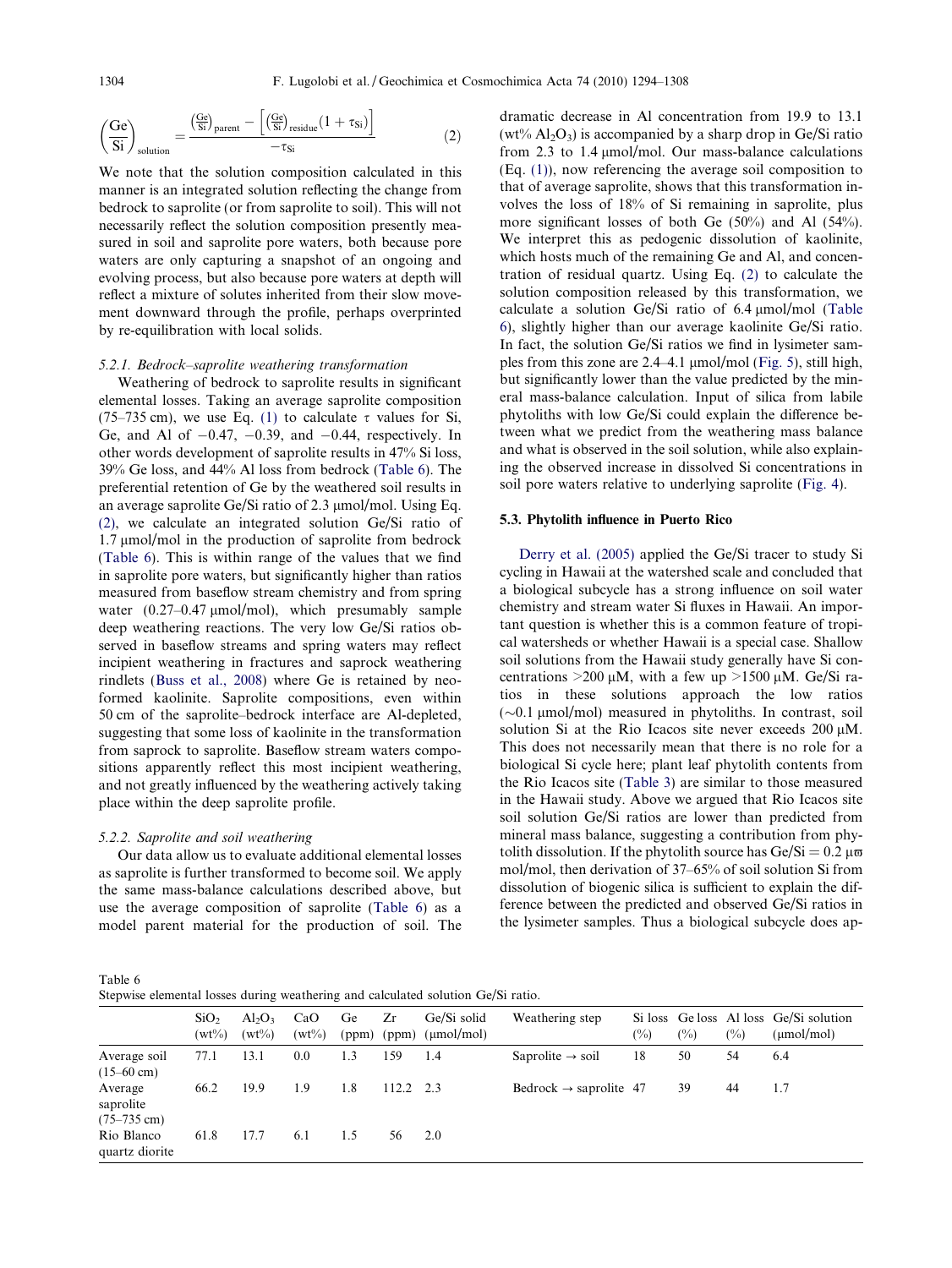$$\left(\frac{Ge}{Si}\right)_{solution} = \frac{\left(\frac{Ge}{Si}\right)_{parent} - \left[\left(\frac{Ge}{Si}\right)_{residue}(1+\tau_{Si})\right]}{-\tau_{Si}} \quad (2)$$

We note that the solution composition calculated in this manner is an integrated solution reflecting the change from bedrock to saprolite (or from saprolite to soil). This will not necessarily reflect the solution composition presently measured in soil and saprolite pore waters, both because pore waters are only capturing a snapshot of an ongoing and evolving process, but also because pore waters at depth will reflect a mixture of solutes inherited from their slow movement downward through the profile, perhaps overprinted by re-equilibration with local solids.

#### 5.2.1. Bedrock–saprolite weathering transformation

Weathering of bedrock to saprolite results in significant elemental losses. Taking an average saprolite composition (75–735 cm), we use Eq. (1) to calculate $\tau$ values for Si, Ge, and Al of −0.47, −0.39, and −0.44, respectively. In other words development of saprolite results in 47% Si loss, 39% Ge loss, and 44% Al loss from bedrock (Table 6). The preferential retention of Ge by the weathered soil results in an average saprolite Ge/Si ratio of 2.3 μmol/mol. Using Eq. (2), we calculate an integrated solution Ge/Si ratio of 1.7 μmol/mol in the production of saprolite from bedrock (Table 6). This is within range of the values that we find in saprolite pore waters, but significantly higher than ratios measured from baseflow stream chemistry and from spring water (0.27–0.47 μmol/mol), which presumably sample deep weathering reactions. The very low Ge/Si ratios observed in baseflow streams and spring waters may reflect incipient weathering in fractures and saprock weathering rindlets (Buss et al., 2008) where Ge is retained by neoformed kaolinite. Saprolite compositions, even within 50 cm of the saprolite–bedrock interface are Al-depleted, suggesting that some loss of kaolinite in the transformation from saprock to saprolite. Baseflow stream waters compositions apparently reflect this most incipient weathering, and not greatly influenced by the weathering actively taking place within the deep saprolite profile.

#### 5.2.2. Saprolite and soil weathering

Our data allow us to evaluate additional elemental losses as saprolite is further transformed to become soil. We apply the same mass-balance calculations described above, but use the average composition of saprolite (Table 6) as a model parent material for the production of soil. The dramatic decrease in Al concentration from 19.9 to 13.1 (wt% $Al_2O_3$) is accompanied by a sharp drop in Ge/Si ratio from 2.3 to 1.4 μmol/mol. Our mass-balance calculations (Eq. (1)), now referencing the average soil composition to that of average saprolite, shows that this transformation involves the loss of 18% of Si remaining in saprolite, plus more significant losses of both Ge (50%) and Al (54%). We interpret this as pedogenic dissolution of kaolinite, which hosts much of the remaining Ge and Al, and concentration of residual quartz. Using Eq. (2) to calculate the solution composition released by this transformation, we calculate a solution Ge/Si ratio of 6.4 μmol/mol (Table 6), slightly higher than our average kaolinite Ge/Si ratio. In fact, the solution Ge/Si ratios we find in lysimeter samples from this zone are 2.4–4.1 μmol/mol (Fig. 5), still high, but significantly lower than the value predicted by the mineral mass-balance calculation. Input of silica from labile phytoliths with low Ge/Si could explain the difference between what we predict from the weathering mass balance and what is observed in the soil solution, while also explaining the observed increase in dissolved Si concentrations in soil pore waters relative to underlying saprolite (Fig. 4).

### 5.3. Phytolith influence in Puerto Rico

Derry et al. (2005) applied the Ge/Si tracer to study Si cycling in Hawaii at the watershed scale and concluded that a biological subcycle has a strong influence on soil water chemistry and stream water Si fluxes in Hawaii. An important question is whether this is a common feature of tropical watersheds or whether Hawaii is a special case. Shallow soil solutions from the Hawaii study generally have Si concentrations >200 μM, with a few up >1500 μM. Ge/Si ratios in these solutions approach the low ratios (~0.1 μmol/mol) measured in phytoliths. In contrast, soil solution Si at the Rio Icacos site never exceeds 200 μM. This does not necessarily mean that there is no role for a biological Si cycle here; plant leaf phytolith contents from the Rio Icacos site (Table 3) are similar to those measured in the Hawaii study. Above we argued that Rio Icacos site soil solution Ge/Si ratios are lower than predicted from mineral mass balance, suggesting a contribution from phytolith dissolution. If the phytolith source has Ge/Si = 0.2 μϖ mol/mol, then derivation of 37–65% of soil solution Si from dissolution of biogenic silica is sufficient to explain the difference between the predicted and observed Ge/Si ratios in the lysimeter samples. Thus a biological subcycle does ap-

Table 6
Stepwise elemental losses during weathering and calculated solution Ge/Si ratio.

| | $SiO_2$ (wt%) | $Al_2O_3$ (wt%) | CaO (wt%) | Ge (ppm) | Zr (ppm) | Ge/Si solid (μmol/mol) | Weathering step | Si loss (%) | Ge loss (%) | Al loss (%) | Ge/Si solution (μmol/mol) |
|---|---|---|---|---|---|---|---|---|---|---|---|
| Average soil (15–60 cm) | 77.1 | 13.1 | 0.0 | 1.3 | 159 | 1.4 | Saprolite → soil | 18 | 50 | 54 | 6.4 |
| Average saprolite (75–735 cm) | 66.2 | 19.9 | 1.9 | 1.8 | 112.2 | 2.3 | Bedrock → saprolite | 47 | 39 | 44 | 1.7 |
| Rio Blanco quartz diorite | 61.8 | 17.7 | 6.1 | 1.5 | 56 | 2.0 | | | | | |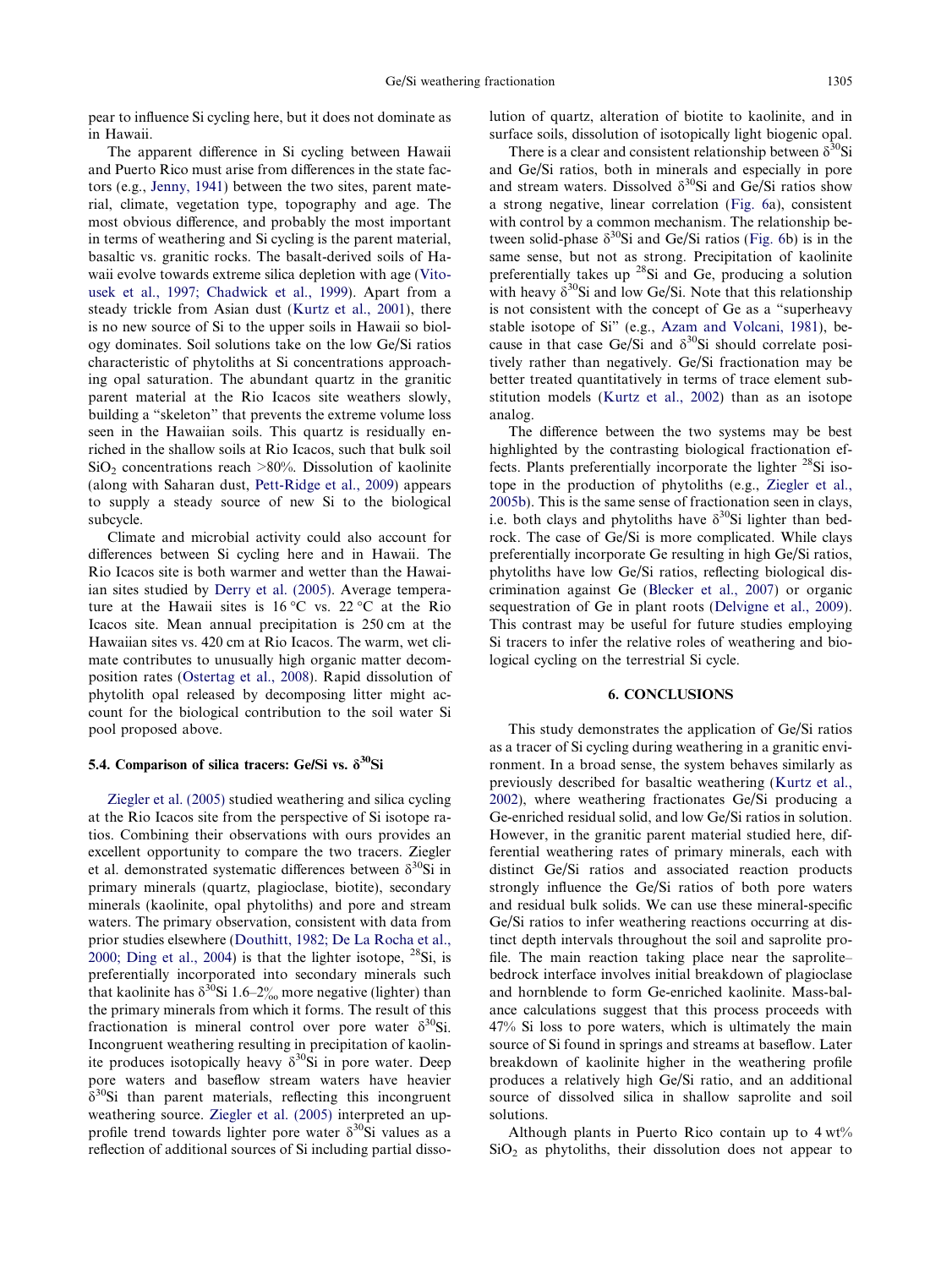pear to influence Si cycling here, but it does not dominate as in Hawaii.

The apparent difference in Si cycling between Hawaii and Puerto Rico must arise from differences in the state factors (e.g., Jenny, 1941) between the two sites, parent material, climate, vegetation type, topography and age. The most obvious difference, and probably the most important in terms of weathering and Si cycling is the parent material, basaltic vs. granitic rocks. The basalt-derived soils of Hawaii evolve towards extreme silica depletion with age (Vitousek et al., 1997; Chadwick et al., 1999). Apart from a steady trickle from Asian dust (Kurtz et al., 2001), there is no new source of Si to the upper soils in Hawaii so biology dominates. Soil solutions take on the low Ge/Si ratios characteristic of phytoliths at Si concentrations approaching opal saturation. The abundant quartz in the granitic parent material at the Rio Icacos site weathers slowly, building a "skeleton" that prevents the extreme volume loss seen in the Hawaiian soils. This quartz is residually enriched in the shallow soils at Rio Icacos, such that bulk soil $SiO_2$ concentrations reach >80%. Dissolution of kaolinite (along with Saharan dust, Pett-Ridge et al., 2009) appears to supply a steady source of new Si to the biological subcycle.

Climate and microbial activity could also account for differences between Si cycling here and in Hawaii. The Rio Icacos site is both warmer and wetter than the Hawaiian sites studied by Derry et al. (2005). Average temperature at the Hawaii sites is 16 °C vs. 22 °C at the Rio Icacos site. Mean annual precipitation is 250 cm at the Hawaiian sites vs. 420 cm at Rio Icacos. The warm, wet climate contributes to unusually high organic matter decomposition rates (Ostertag et al., 2008). Rapid dissolution of phytolith opal released by decomposing litter might account for the biological contribution to the soil water Si pool proposed above.

### 5.4. Comparison of silica tracers: Ge/Si vs. $\delta^{30}$Si

Ziegler et al. (2005) studied weathering and silica cycling at the Rio Icacos site from the perspective of Si isotope ratios. Combining their observations with ours provides an excellent opportunity to compare the two tracers. Ziegler et al. demonstrated systematic differences between $\delta^{30}$Si in primary minerals (quartz, plagioclase, biotite), secondary minerals (kaolinite, opal phytoliths) and pore and stream waters. The primary observation, consistent with data from prior studies elsewhere (Douthitt, 1982; De La Rocha et al., 2000; Ding et al., 2004) is that the lighter isotope, $^{28}$Si, is preferentially incorporated into secondary minerals such that kaolinite has $\delta^{30}$Si 1.6–2‰ more negative (lighter) than the primary minerals from which it forms. The result of this fractionation is mineral control over pore water $\delta^{30}$Si. Incongruent weathering resulting in precipitation of kaolinite produces isotopically heavy $\delta^{30}$Si in pore water. Deep pore waters and baseflow stream waters have heavier $\delta^{30}$Si than parent materials, reflecting this incongruent weathering source. Ziegler et al. (2005) interpreted an up-profile trend towards lighter pore water $\delta^{30}$Si values as a reflection of additional sources of Si including partial dissolution of quartz, alteration of biotite to kaolinite, and in surface soils, dissolution of isotopically light biogenic opal.

There is a clear and consistent relationship between $\delta^{30}$Si and Ge/Si ratios, both in minerals and especially in pore and stream waters. Dissolved $\delta^{30}$Si and Ge/Si ratios show a strong negative, linear correlation (Fig. 6a), consistent with control by a common mechanism. The relationship between solid-phase $\delta^{30}$Si and Ge/Si ratios (Fig. 6b) is in the same sense, but not as strong. Precipitation of kaolinite preferentially takes up $^{28}$Si and Ge, producing a solution with heavy $\delta^{30}$Si and low Ge/Si. Note that this relationship is not consistent with the concept of Ge as a "superheavy stable isotope of Si" (e.g., Azam and Volcani, 1981), because in that case Ge/Si and $\delta^{30}$Si should correlate positively rather than negatively. Ge/Si fractionation may be better treated quantitatively in terms of trace element substitution models (Kurtz et al., 2002) than as an isotope analog.

The difference between the two systems may be best highlighted by the contrasting biological fractionation effects. Plants preferentially incorporate the lighter $^{28}$Si isotope in the production of phytoliths (e.g., Ziegler et al., 2005b). This is the same sense of fractionation seen in clays, i.e. both clays and phytoliths have $\delta^{30}$Si lighter than bedrock. The case of Ge/Si is more complicated. While clays preferentially incorporate Ge resulting in high Ge/Si ratios, phytoliths have low Ge/Si ratios, reflecting biological discrimination against Ge (Blecker et al., 2007) or organic sequestration of Ge in plant roots (Delvigne et al., 2009). This contrast may be useful for future studies employing Si tracers to infer the relative roles of weathering and biological cycling on the terrestrial Si cycle.

## 6. CONCLUSIONS

This study demonstrates the application of Ge/Si ratios as a tracer of Si cycling during weathering in a granitic environment. In a broad sense, the system behaves similarly as previously described for basaltic weathering (Kurtz et al., 2002), where weathering fractionates Ge/Si producing a Ge-enriched residual solid, and low Ge/Si ratios in solution. However, in the granitic parent material studied here, differential weathering rates of primary minerals, each with distinct Ge/Si ratios and associated reaction products strongly influence the Ge/Si ratios of both pore waters and residual bulk solids. We can use these mineral-specific Ge/Si ratios to infer weathering reactions occurring at distinct depth intervals throughout the soil and saprolite profile. The main reaction taking place near the saprolite–bedrock interface involves initial breakdown of plagioclase and hornblende to form Ge-enriched kaolinite. Mass-balance calculations suggest that this process proceeds with 47% Si loss to pore waters, which is ultimately the main source of Si found in springs and streams at baseflow. Later breakdown of kaolinite higher in the weathering profile produces a relatively high Ge/Si ratio, and an additional source of dissolved silica in shallow saprolite and soil solutions.

Although plants in Puerto Rico contain up to 4 wt% $SiO_2$ as phytoliths, their dissolution does not appear to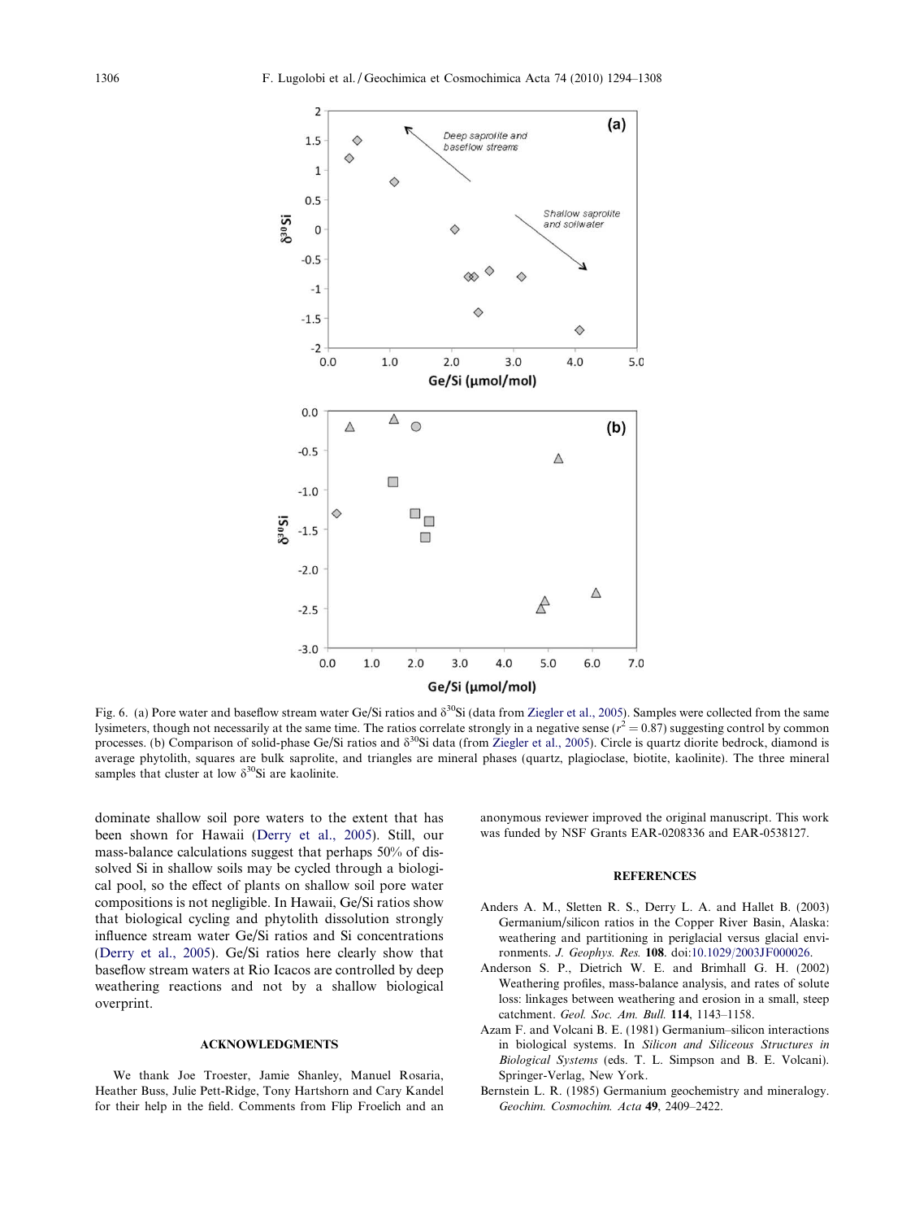Fig. 6. (a) Pore water and baseflow stream water Ge/Si ratios and $\delta^{30}$Si (data from Ziegler et al., 2005). Samples were collected from the same lysimeters, though not necessarily at the same time. The ratios correlate strongly in a negative sense ($r^2 = 0.87$) suggesting control by common processes. (b) Comparison of solid-phase Ge/Si ratios and $\delta^{30}$Si data (from Ziegler et al., 2005). Circle is quartz diorite bedrock, diamond is average phytolith, squares are bulk saprolite, and triangles are mineral phases (quartz, plagioclase, biotite, kaolinite). The three mineral samples that cluster at low $\delta^{30}$Si are kaolinite.

dominate shallow soil pore waters to the extent that has been shown for Hawaii (Derry et al., 2005). Still, our mass-balance calculations suggest that perhaps 50% of dissolved Si in shallow soils may be cycled through a biological pool, so the effect of plants on shallow soil pore water compositions is not negligible. In Hawaii, Ge/Si ratios show that biological cycling and phytolith dissolution strongly influence stream water Ge/Si ratios and Si concentrations (Derry et al., 2005). Ge/Si ratios here clearly show that baseflow stream waters at Rio Icacos are controlled by deep weathering reactions and not by a shallow biological overprint.

## ACKNOWLEDGMENTS

We thank Joe Troester, Jamie Shanley, Manuel Rosaria, Heather Buss, Julie Pett-Ridge, Tony Hartshorn and Cary Kandel for their help in the field. Comments from Flip Froelich and an anonymous reviewer improved the original manuscript. This work was funded by NSF Grants EAR-0208336 and EAR-0538127.

## REFERENCES

Anders A. M., Sletten R. S., Derry L. A. and Hallet B. (2003) Germanium/silicon ratios in the Copper River Basin, Alaska: weathering and partitioning in periglacial versus glacial environments. *J. Geophys. Res.* **108**. doi:10.1029/2003JF000026.

Anderson S. P., Dietrich W. E. and Brimhall G. H. (2002) Weathering profiles, mass-balance analysis, and rates of solute loss: linkages between weathering and erosion in a small, steep catchment. *Geol. Soc. Am. Bull.* **114**, 1143–1158.

Azam F. and Volcani B. E. (1981) Germanium–silicon interactions in biological systems. In *Silicon and Siliceous Structures in Biological Systems* (eds. T. L. Simpson and B. E. Volcani). Springer-Verlag, New York.

Bernstein L. R. (1985) Germanium geochemistry and mineralogy. *Geochim. Cosmochim. Acta* **49**, 2409–2422.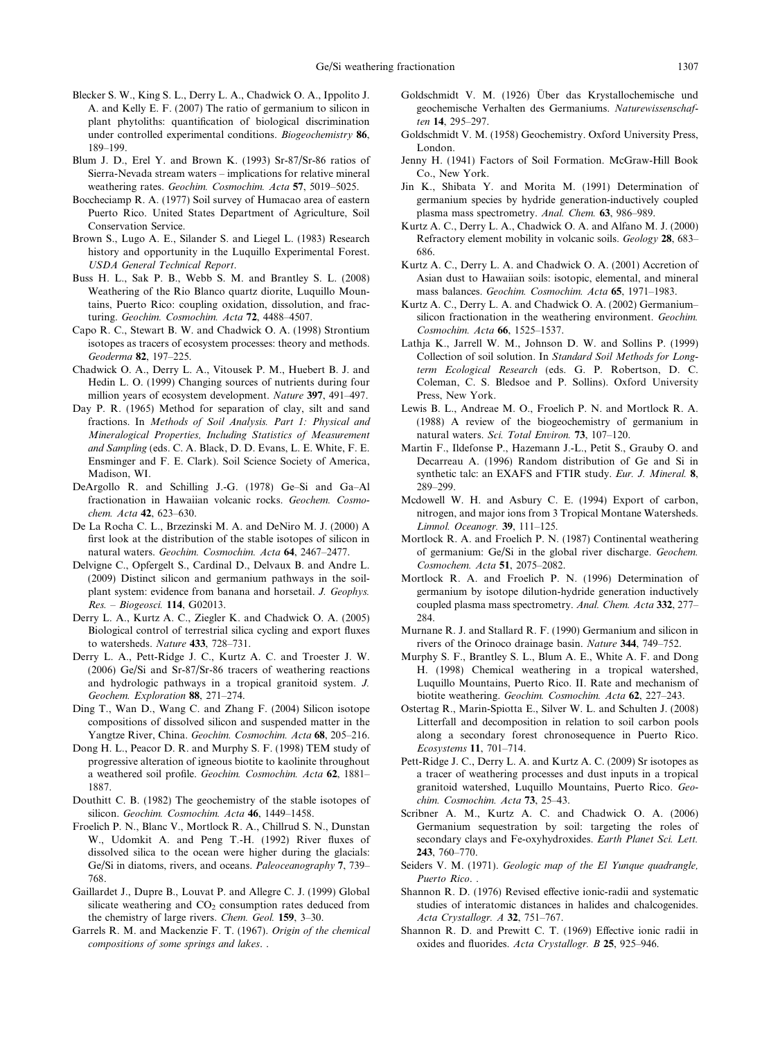Blecker S. W., King S. L., Derry L. A., Chadwick O. A., Ippolito J. A. and Kelly E. F. (2007) The ratio of germanium to silicon in plant phytoliths: quantification of biological discrimination under controlled experimental conditions. *Biogeochemistry* **86**, 189–199.

Blum J. D., Erel Y. and Brown K. (1993) Sr-87/Sr-86 ratios of Sierra-Nevada stream waters – implications for relative mineral weathering rates. *Geochim. Cosmochim. Acta* **57**, 5019–5025.

Boccheciamp R. A. (1977) Soil survey of Humacao area of eastern Puerto Rico. United States Department of Agriculture, Soil Conservation Service.

Brown S., Lugo A. E., Silander S. and Liegel L. (1983) Research history and opportunity in the Luquillo Experimental Forest. *USDA General Technical Report*.

Buss H. L., Sak P. B., Webb S. M. and Brantley S. L. (2008) Weathering of the Rio Blanco quartz diorite, Luquillo Mountains, Puerto Rico: coupling oxidation, dissolution, and fracturing. *Geochim. Cosmochim. Acta* **72**, 4488–4507.

Capo R. C., Stewart B. W. and Chadwick O. A. (1998) Strontium isotopes as tracers of ecosystem processes: theory and methods. *Geoderma* **82**, 197–225.

Chadwick O. A., Derry L. A., Vitousek P. M., Huebert B. J. and Hedin L. O. (1999) Changing sources of nutrients during four million years of ecosystem development. *Nature* **397**, 491–497.

Day P. R. (1965) Method for separation of clay, silt and sand fractions. In *Methods of Soil Analysis. Part 1: Physical and Mineralogical Properties, Including Statistics of Measurement and Sampling* (eds. C. A. Black, D. D. Evans, L. E. White, F. E. Ensminger and F. E. Clark). Soil Science Society of America, Madison, WI.

DeArgollo R. and Schilling J.-G. (1978) Ge–Si and Ga–Al fractionation in Hawaiian volcanic rocks. *Geochem. Cosmochem. Acta* **42**, 623–630.

De La Rocha C. L., Brzezinski M. A. and DeNiro M. J. (2000) A first look at the distribution of the stable isotopes of silicon in natural waters. *Geochim. Cosmochim. Acta* **64**, 2467–2477.

Delvigne C., Opfergelt S., Cardinal D., Delvaux B. and Andre L. (2009) Distinct silicon and germanium pathways in the soil-plant system: evidence from banana and horsetail. *J. Geophys. Res. – Biogeosci.* **114**, G02013.

Derry L. A., Kurtz A. C., Ziegler K. and Chadwick O. A. (2005) Biological control of terrestrial silica cycling and export fluxes to watersheds. *Nature* **433**, 728–731.

Derry L. A., Pett-Ridge J. C., Kurtz A. C. and Troester J. W. (2006) Ge/Si and Sr-87/Sr-86 tracers of weathering reactions and hydrologic pathways in a tropical granitoid system. *J. Geochem. Exploration* **88**, 271–274.

Ding T., Wan D., Wang C. and Zhang F. (2004) Silicon isotope compositions of dissolved silicon and suspended matter in the Yangtze River, China. *Geochim. Cosmochim. Acta* **68**, 205–216.

Dong H. L., Peacor D. R. and Murphy S. F. (1998) TEM study of progressive alteration of igneous biotite to kaolinite throughout a weathered soil profile. *Geochim. Cosmochim. Acta* **62**, 1881–1887.

Douthitt C. B. (1982) The geochemistry of the stable isotopes of silicon. *Geochim. Cosmochim. Acta* **46**, 1449–1458.

Froelich P. N., Blanc V., Mortlock R. A., Chillrud S. N., Dunstan W., Udomkit A. and Peng T.-H. (1992) River fluxes of dissolved silica to the ocean were higher during the glacials: Ge/Si in diatoms, rivers, and oceans. *Paleoceanography* **7**, 739–768.

Gaillardet J., Dupre B., Louvat P. and Allegre C. J. (1999) Global silicate weathering and $CO_2$ consumption rates deduced from the chemistry of large rivers. *Chem. Geol.* **159**, 3–30.

Garrels R. M. and Mackenzie F. T. (1967). *Origin of the chemical compositions of some springs and lakes*. .

Goldschmidt V. M. (1926) Über das Krystallochemische und geochemische Verhalten des Germaniums. *Naturewissenschaften* **14**, 295–297.

Goldschmidt V. M. (1958) Geochemistry. Oxford University Press, London.

Jenny H. (1941) Factors of Soil Formation. McGraw-Hill Book Co., New York.

Jin K., Shibata Y. and Morita M. (1991) Determination of germanium species by hydride generation-inductively coupled plasma mass spectrometry. *Anal. Chem.* **63**, 986–989.

Kurtz A. C., Derry L. A., Chadwick O. A. and Alfano M. J. (2000) Refractory element mobility in volcanic soils. *Geology* **28**, 683–686.

Kurtz A. C., Derry L. A. and Chadwick O. A. (2001) Accretion of Asian dust to Hawaiian soils: isotopic, elemental, and mineral mass balances. *Geochim. Cosmochim. Acta* **65**, 1971–1983.

Kurtz A. C., Derry L. A. and Chadwick O. A. (2002) Germanium–silicon fractionation in the weathering environment. *Geochim. Cosmochim. Acta* **66**, 1525–1537.

Lathja K., Jarrell W. M., Johnson D. W. and Sollins P. (1999) Collection of soil solution. In *Standard Soil Methods for Long-term Ecological Research* (eds. G. P. Robertson, D. C. Coleman, C. S. Bledsoe and P. Sollins). Oxford University Press, New York.

Lewis B. L., Andreae M. O., Froelich P. N. and Mortlock R. A. (1988) A review of the biogeochemistry of germanium in natural waters. *Sci. Total Environ.* **73**, 107–120.

Martin F., Ildefonse P., Hazemann J.-L., Petit S., Grauby O. and Decarreau A. (1996) Random distribution of Ge and Si in synthetic talc: an EXAFS and FTIR study. *Eur. J. Mineral.* **8**, 289–299.

Mcdowell W. H. and Asbury C. E. (1994) Export of carbon, nitrogen, and major ions from 3 Tropical Montane Watersheds. *Limnol. Oceanogr.* **39**, 111–125.

Mortlock R. A. and Froelich P. N. (1987) Continental weathering of germanium: Ge/Si in the global river discharge. *Geochem. Cosmochem. Acta* **51**, 2075–2082.

Mortlock R. A. and Froelich P. N. (1996) Determination of germanium by isotope dilution-hydride generation inductively coupled plasma mass spectrometry. *Anal. Chem. Acta* **332**, 277–284.

Murnane R. J. and Stallard R. F. (1990) Germanium and silicon in rivers of the Orinoco drainage basin. *Nature* **344**, 749–752.

Murphy S. F., Brantley S. L., Blum A. E., White A. F. and Dong H. (1998) Chemical weathering in a tropical watershed, Luquillo Mountains, Puerto Rico. II. Rate and mechanism of biotite weathering. *Geochim. Cosmochim. Acta* **62**, 227–243.

Ostertag R., Marin-Spiotta E., Silver W. L. and Schulten J. (2008) Litterfall and decomposition in relation to soil carbon pools along a secondary forest chronosequence in Puerto Rico. *Ecosystems* **11**, 701–714.

Pett-Ridge J. C., Derry L. A. and Kurtz A. C. (2009) Sr isotopes as a tracer of weathering processes and dust inputs in a tropical granitoid watershed, Luquillo Mountains, Puerto Rico. *Geochim. Cosmochim. Acta* **73**, 25–43.

Scribner A. M., Kurtz A. C. and Chadwick O. A. (2006) Germanium sequestration by soil: targeting the roles of secondary clays and Fe-oxyhydroxides. *Earth Planet Sci. Lett.* **243**, 760–770.

Seiders V. M. (1971). *Geologic map of the El Yunque quadrangle, Puerto Rico*. .

Shannon R. D. (1976) Revised effective ionic-radii and systematic studies of interatomic distances in halides and chalcogenides. *Acta Crystallogr. A* **32**, 751–767.

Shannon R. D. and Prewitt C. T. (1969) Effective ionic radii in oxides and fluorides. *Acta Crystallogr. B* **25**, 925–946.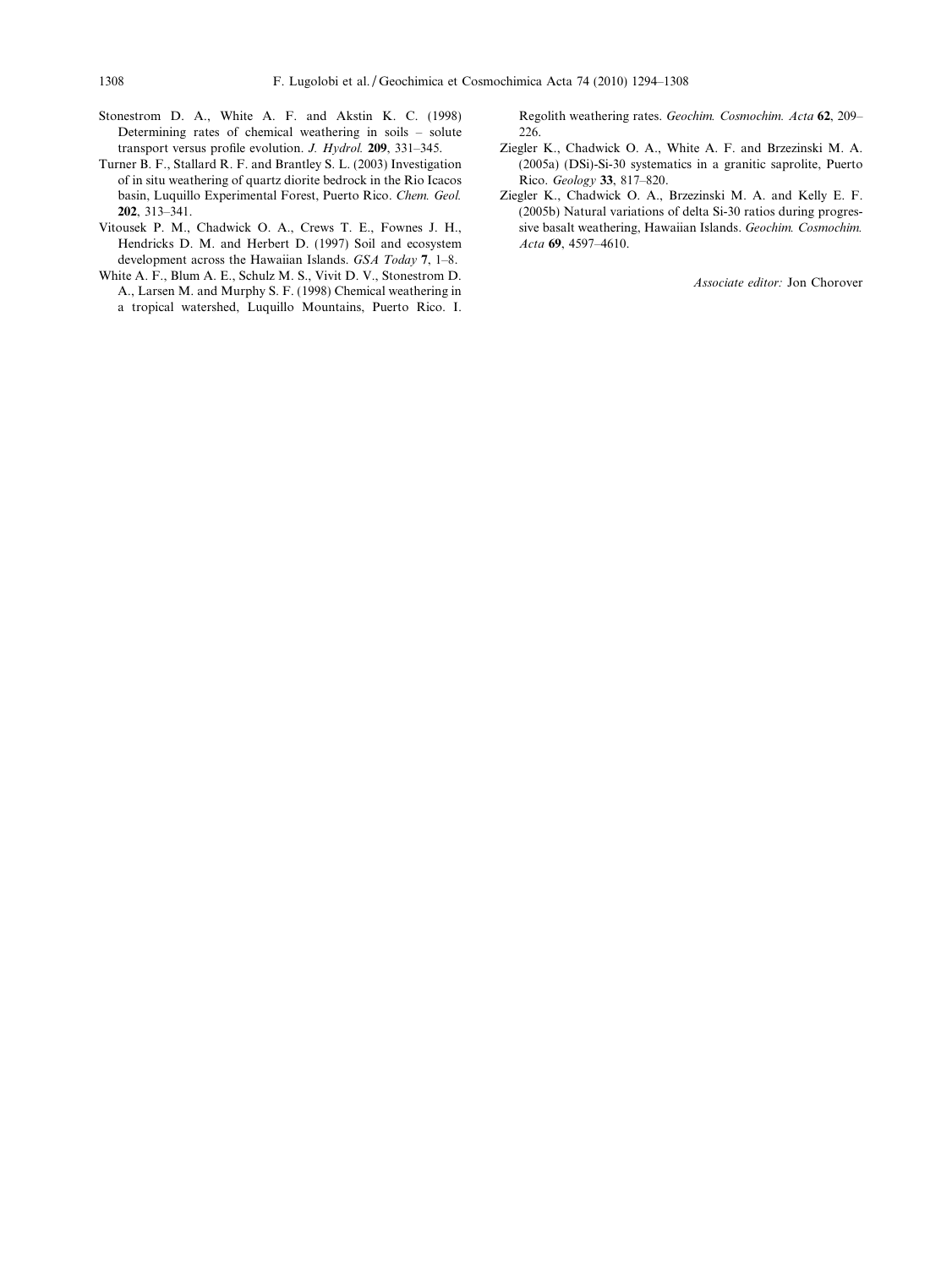Stonestrom D. A., White A. F. and Akstin K. C. (1998) Determining rates of chemical weathering in soils – solute transport versus profile evolution. *J. Hydrol.* **209**, 331–345.

Turner B. F., Stallard R. F. and Brantley S. L. (2003) Investigation of in situ weathering of quartz diorite bedrock in the Rio Icacos basin, Luquillo Experimental Forest, Puerto Rico. *Chem. Geol.* **202**, 313–341.

Vitousek P. M., Chadwick O. A., Crews T. E., Fownes J. H., Hendricks D. M. and Herbert D. (1997) Soil and ecosystem development across the Hawaiian Islands. *GSA Today* **7**, 1–8.

White A. F., Blum A. E., Schulz M. S., Vivit D. V., Stonestrom D. A., Larsen M. and Murphy S. F. (1998) Chemical weathering in a tropical watershed, Luquillo Mountains, Puerto Rico. I. Regolith weathering rates. *Geochim. Cosmochim. Acta* **62**, 209–226.

Ziegler K., Chadwick O. A., White A. F. and Brzezinski M. A. (2005a) (DSi)-Si-30 systematics in a granitic saprolite, Puerto Rico. *Geology* **33**, 817–820.

Ziegler K., Chadwick O. A., Brzezinski M. A. and Kelly E. F. (2005b) Natural variations of delta Si-30 ratios during progressive basalt weathering, Hawaiian Islands. *Geochim. Cosmochim. Acta* **69**, 4597–4610.

*Associate editor:* Jon Chorover